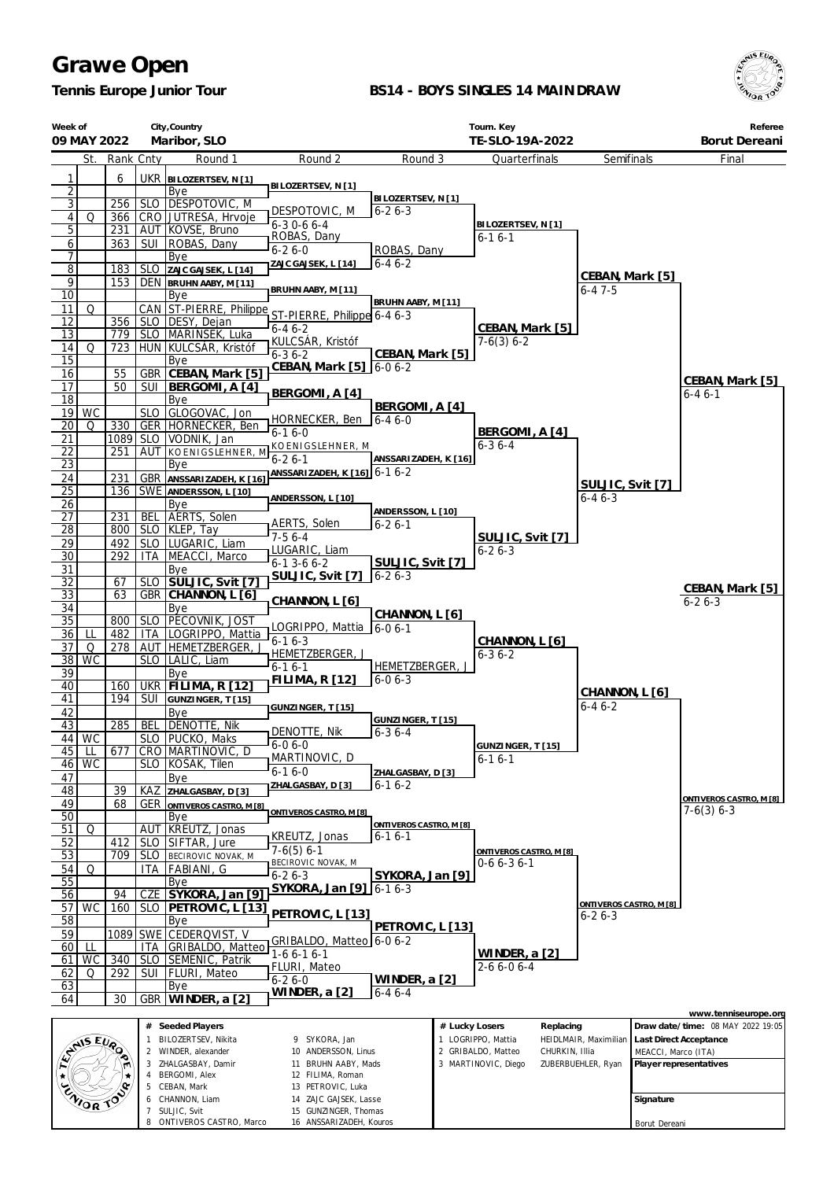# Grawe Open

**Tennis Europe Junior Tour**

**BS14 - BOYS SINGLES 14 MAINDRAW**

| Week of | City,Country | Tourn. Key | Referee |
|---|---|---|---|
| 09 MAY 2022 | Maribor, SLO | TE-SLO-19A-2022 | Borut Dereani |

| # | St. | Rank | Cnty | Round 1 | Round 2 | Round 3 | Quarterfinals | Semifinals | Final |
|---|---|---|---|---|---|---|---|---|---|
| 1 | | 6 | UKR | BILOZERTSEV, N [1] | BILOZERTSEV, N [1] | BILOZERTSEV, N [1] | BILOZERTSEV, N [1] | CEBAN, Mark [5] | CEBAN, Mark [5] |
| 2 | | | | Bye | | 6-2 6-3 | 6-1 6-1 | 6-4 7-5 | 6-4 6-1 |
| 3 | | 256 | SLO | DESPOTOVIC, M | DESPOTOVIC, M | | | | |
| 4 | Q | 366 | CRO | JUTRESA, Hrvoje | 6-3 0-6 6-4 | | | | |
| 5 | | 231 | AUT | KOVSE, Bruno | ROBAS, Dany | ROBAS, Dany | | | |
| 6 | | 363 | SUI | ROBAS, Dany | 6-2 6-0 | 6-4 6-2 | | | |
| 7 | | | | Bye | ZAJC GAJSEK, L [14] | | | | |
| 8 | | 183 | SLO | ZAJC GAJSEK, L [14] | | | | | |
| 9 | | 153 | DEN | BRUHN AABY, M [11] | BRUHN AABY, M [11] | BRUHN AABY, M [11] | CEBAN, Mark [5] | | |
| 10 | | | | Bye | | 6-4 6-3 | 7-6(3) 6-2 | | |
| 11 | Q | | CAN | ST-PIERRE, Philippe | ST-PIERRE, Philippe | | | | |
| 12 | | 356 | SLO | DESY, Dejan | 6-4 6-2 | | | | |
| 13 | | 779 | SLO | MARINSEK, Luka | KULCSÁR, Kristóf | CEBAN, Mark [5] | | | |
| 14 | Q | 723 | HUN | KULCSÁR, Kristóf | 6-3 6-2 | 6-0 6-2 | | | |
| 15 | | | | Bye | CEBAN, Mark [5] | | | | |
| 16 | | 55 | GBR | CEBAN, Mark [5] | | | | | |
| 17 | | 50 | SUI | BERGOMI, A [4] | BERGOMI, A [4] | BERGOMI, A [4] | BERGOMI, A [4] | SULJIC, Svit [7] | |
| 18 | | | | Bye | | 6-4 6-0 | 6-3 6-4 | 6-4 6-3 | |
| 19 | WC | | SLO | GLOGOVAC, Jon | HORNECKER, Ben | | | | |
| 20 | Q | 330 | GER | HORNECKER, Ben | 6-1 6-0 | | | | |
| 21 | | 1089 | SLO | VODNIK, Jan | KOENIGSLEHNER, M | ANSSARIZADEH, K [16] | | | |
| 22 | | 251 | AUT | KOENIGSLEHNER, M | 6-2 6-1 | 6-1 6-2 | | | |
| 23 | | | | Bye | ANSSARIZADEH, K [16] | | | | |
| 24 | | 231 | GBR | ANSSARIZADEH, K [16] | | | | | |
| 25 | | 136 | SWE | ANDERSSON, L [10] | ANDERSSON, L [10] | ANDERSSON, L [10] | SULJIC, Svit [7] | | |
| 26 | | | | Bye | | 6-2 6-1 | 6-2 6-3 | | |
| 27 | | 231 | BEL | AERTS, Solen | AERTS, Solen | | | | |
| 28 | | 800 | SLO | KLEP, Tay | 7-5 6-4 | | | | |
| 29 | | 492 | SLO | LUGARIC, Liam | LUGARIC, Liam | SULJIC, Svit [7] | | | |
| 30 | | 292 | ITA | MEACCI, Marco | 6-1 3-6 6-2 | 6-2 6-3 | | | |
| 31 | | | | Bye | SULJIC, Svit [7] | | | | |
| 32 | | 67 | SLO | SULJIC, Svit [7] | | | | | |
| 33 | | 63 | GBR | CHANNON, L [6] | CHANNON, L [6] | CHANNON, L [6] | CHANNON, L [6] | CHANNON, L [6] | ONTIVEROS CASTRO, M [8] |
| 34 | | | | Bye | | 6-0 6-1 | 6-3 6-2 | 6-4 6-2 | 7-6(3) 6-3 |
| 35 | | 800 | SLO | PECOVNIK, JOST | LOGRIPPO, Mattia | | | | |
| 36 | LL | 482 | ITA | LOGRIPPO, Mattia | 6-1 6-3 | | | | |
| 37 | Q | 278 | AUT | HEMETZBERGER, J | HEMETZBERGER, J | HEMETZBERGER, J | | | |
| 38 | WC | | SLO | LALIC, Liam | 6-1 6-1 | 6-0 6-3 | | | |
| 39 | | | | Bye | FILIMA, R [12] | | | | |
| 40 | | 160 | UKR | FILIMA, R [12] | | | | | |
| 41 | | 194 | SUI | GUNZINGER, T [15] | GUNZINGER, T [15] | GUNZINGER, T [15] | GUNZINGER, T [15] | | |
| 42 | | | | Bye | | 6-3 6-4 | 6-1 6-1 | | |
| 43 | | 285 | BEL | DENOTTE, Nik | DENOTTE, Nik | | | | |
| 44 | WC | | SLO | PUCKO, Maks | 6-0 6-0 | | | | |
| 45 | LL | 677 | CRO | MARTINOVIC, D | MARTINOVIC, D | ZHALGASBAY, D [3] | | | |
| 46 | WC | | SLO | KOSAK, Tilen | 6-1 6-0 | 6-1 6-2 | | | |
| 47 | | | | Bye | ZHALGASBAY, D [3] | | | | |
| 48 | | 39 | KAZ | ZHALGASBAY, D [3] | | | | | |
| 49 | | 68 | GER | ONTIVEROS CASTRO, M [8] | ONTIVEROS CASTRO, M [8] | ONTIVEROS CASTRO, M [8] | ONTIVEROS CASTRO, M [8] | ONTIVEROS CASTRO, M [8] | |
| 50 | | | | Bye | | 6-1 6-1 | 0-6 6-3 6-1 | 6-2 6-3 | |
| 51 | Q | | AUT | KREUTZ, Jonas | KREUTZ, Jonas | | | | |
| 52 | | 412 | SLO | SIFTAR, Jure | 7-6(5) 6-1 | | | | |
| 53 | | 709 | SLO | BECIROVIC NOVAK, M | BECIROVIC NOVAK, M | SYKORA, Jan [9] | | | |
| 54 | Q | | ITA | FABIANI, G | 6-2 6-3 | 6-1 6-3 | | | |
| 55 | | | | Bye | SYKORA, Jan [9] | | | | |
| 56 | | 94 | CZE | SYKORA, Jan [9] | | | | | |
| 57 | WC | 160 | SLO | PETROVIC, L [13] | PETROVIC, L [13] | PETROVIC, L [13] | WINDER, a [2] | | |
| 58 | | | | Bye | | 6-0 6-2 | 2-6 6-0 6-4 | | |
| 59 | | 1089 | SWE | CEDERQVIST, V | GRIBALDO, Matteo | | | | |
| 60 | LL | | ITA | GRIBALDO, Matteo | 1-6 6-1 6-1 | | | | |
| 61 | WC | 340 | SLO | SEMENIC, Patrik | FLURI, Mateo | WINDER, a [2] | | | |
| 62 | Q | 292 | SUI | FLURI, Mateo | 6-2 6-0 | 6-4 6-4 | | | |
| 63 | | | | Bye | WINDER, a [2] | | | | |
| 64 | | 30 | GBR | WINDER, a [2] | | | | | |

Final winner: CEBAN, Mark [5] 6-2 6-3

www.tenniseurope.org

| # | Seeded Players | # | Seeded Players |
|---|---|---|---|
| 1 | BILOZERTSEV, Nikita | 9 | SYKORA, Jan |
| 2 | WINDER, alexander | 10 | ANDERSSON, Linus |
| 3 | ZHALGASBAY, Damir | 11 | BRUHN AABY, Mads |
| 4 | BERGOMI, Alex | 12 | FILIMA, Roman |
| 5 | CEBAN, Mark | 13 | PETROVIC, Luka |
| 6 | CHANNON, Liam | 14 | ZAJC GAJSEK, Lasse |
| 7 | SULJIC, Svit | 15 | GUNZINGER, Thomas |
| 8 | ONTIVEROS CASTRO, Marco | 16 | ANSSARIZADEH, Kouros |

| # | Lucky Losers | Replacing |
|---|---|---|
| 1 | LOGRIPPO, Mattia | HEIDLMAIR, Maximilian |
| 2 | GRIBALDO, Matteo | CHURKIN, Illia |
| 3 | MARTINOVIC, Diego | ZUBERBUEHLER, Ryan |

Draw date/time: 08 MAY 2022 19:05

Last Direct Acceptance: MEACCI, Marco (ITA)

Player representatives

Signature

Borut Dereani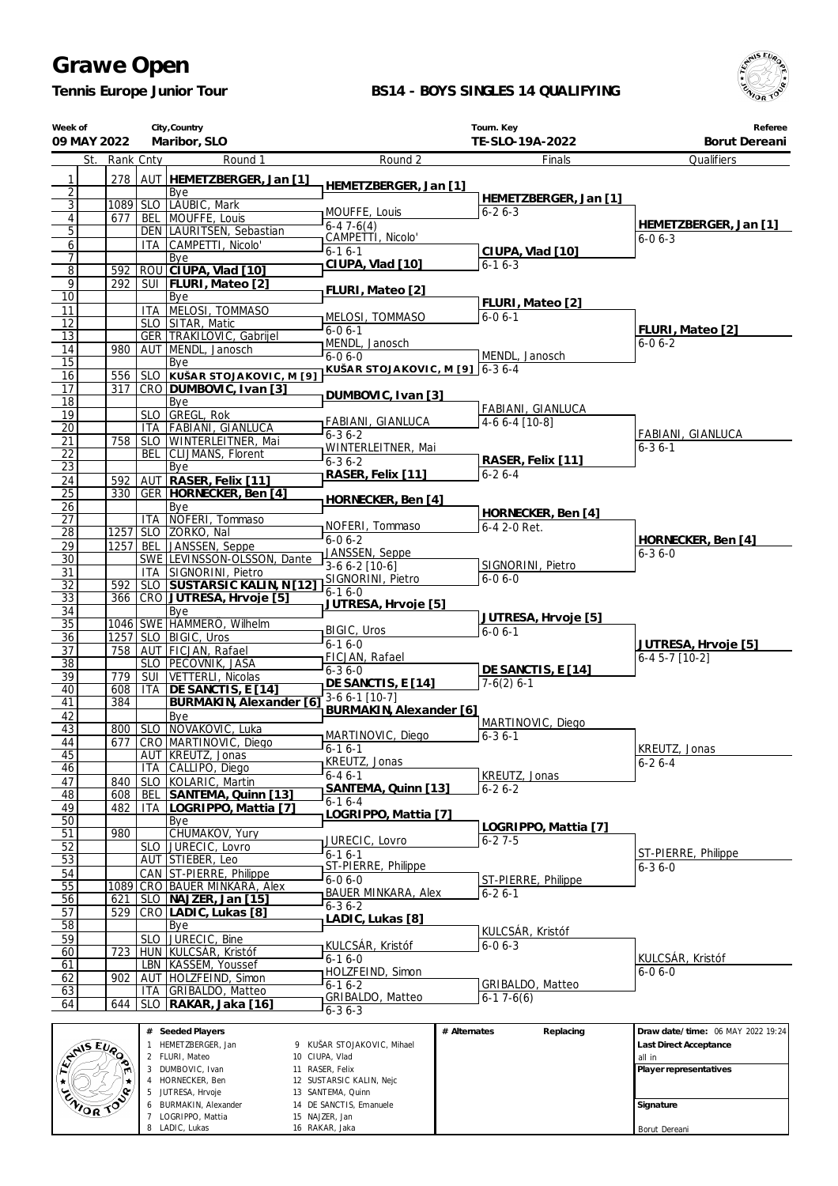# Grawe Open

**Tennis Europe Junior Tour**

**BS14 - BOYS SINGLES 14 QUALIFYING**

| Week of | City,Country | Tourn. Key | Referee |
|---|---|---|---|
| 09 MAY 2022 | Maribor, SLO | TE-SLO-19A-2022 | Borut Dereani |

| # | St. | Rank | Cnty | Round 1 | Round 2 | Finals | Qualifiers |
|---|---|---|---|---|---|---|---|
| 1 | | 278 | AUT | **HEMETZBERGER, Jan [1]** | **HEMETZBERGER, Jan [1]** | | |
| 2 | | | | Bye | | **HEMETZBERGER, Jan [1]** | |
| 3 | | 1089 | SLO | LAUBIC, Mark | MOUFFE, Louis | 6-2 6-3 | |
| 4 | | 677 | BEL | MOUFFE, Louis | 6-4 7-6(4) | | **HEMETZBERGER, Jan [1]** |
| 5 | | | DEN | LAURITSEN, Sebastian | CAMPETTI, Nicolo' | | 6-0 6-3 |
| 6 | | | ITA | CAMPETTI, Nicolo' | 6-1 6-1 | **CIUPA, Vlad [10]** | |
| 7 | | | | Bye | **CIUPA, Vlad [10]** | 6-1 6-3 | |
| 8 | | 592 | ROU | **CIUPA, Vlad [10]** | | | |
| 9 | | 292 | SUI | **FLURI, Mateo [2]** | **FLURI, Mateo [2]** | | |
| 10 | | | | Bye | | **FLURI, Mateo [2]** | |
| 11 | | | ITA | MELOSI, TOMMASO | MELOSI, TOMMASO | 6-0 6-1 | |
| 12 | | | SLO | SITAR, Matic | 6-0 6-1 | | **FLURI, Mateo [2]** |
| 13 | | | GER | TRAKILOVIC, Gabrijel | MENDL, Janosch | | 6-0 6-2 |
| 14 | | 980 | AUT | MENDL, Janosch | 6-0 6-0 | MENDL, Janosch | |
| 15 | | | | Bye | **KUŠAR STOJAKOVIC, M [9]** | 6-3 6-4 | |
| 16 | | 556 | SLO | **KUŠAR STOJAKOVIC, M [9]** | | | |
| 17 | | 317 | CRO | **DUMBOVIC, Ivan [3]** | **DUMBOVIC, Ivan [3]** | | |
| 18 | | | | Bye | | FABIANI, GIANLUCA | |
| 19 | | | SLO | GREGL, Rok | FABIANI, GIANLUCA | 4-6 6-4 [10-8] | |
| 20 | | | ITA | FABIANI, GIANLUCA | 6-3 6-2 | | FABIANI, GIANLUCA |
| 21 | | 758 | SLO | WINTERLEITNER, Mai | WINTERLEITNER, Mai | | 6-3 6-1 |
| 22 | | | BEL | CLIJMANS, Florent | 6-3 6-2 | **RASER, Felix [11]** | |
| 23 | | | | Bye | **RASER, Felix [11]** | 6-2 6-4 | |
| 24 | | 592 | AUT | **RASER, Felix [11]** | | | |
| 25 | | 330 | GER | **HORNECKER, Ben [4]** | **HORNECKER, Ben [4]** | | |
| 26 | | | | Bye | | **HORNECKER, Ben [4]** | |
| 27 | | | ITA | NOFERI, Tommaso | NOFERI, Tommaso | 6-4 2-0 Ret. | |
| 28 | | 1257 | SLO | ZORKO, Nal | 6-0 6-2 | | **HORNECKER, Ben [4]** |
| 29 | | 1257 | BEL | JANSSEN, Seppe | JANSSEN, Seppe | | 6-3 6-0 |
| 30 | | | SWE | LEVINSSON-OLSSON, Dante | 3-6 6-2 [10-6] | SIGNORINI, Pietro | |
| 31 | | | ITA | SIGNORINI, Pietro | SIGNORINI, Pietro | 6-0 6-0 | |
| 32 | | 592 | SLO | **SUSTARSIC KALIN, N [12]** | 6-1 6-0 | | |
| 33 | | 366 | CRO | **JUTRESA, Hrvoje [5]** | **JUTRESA, Hrvoje [5]** | | |
| 34 | | | | Bye | | **JUTRESA, Hrvoje [5]** | |
| 35 | | 1046 | SWE | HAMMERO, Wilhelm | BIGIC, Uros | 6-0 6-1 | |
| 36 | | 1257 | SLO | BIGIC, Uros | 6-1 6-0 | | **JUTRESA, Hrvoje [5]** |
| 37 | | 758 | AUT | FICJAN, Rafael | FICJAN, Rafael | | 6-4 5-7 [10-2] |
| 38 | | | SLO | PECOVNIK, JASA | 6-3 6-0 | **DE SANCTIS, E [14]** | |
| 39 | | 779 | SUI | VETTERLI, Nicolas | **DE SANCTIS, E [14]** | 7-6(2) 6-1 | |
| 40 | | 608 | ITA | **DE SANCTIS, E [14]** | 3-6 6-1 [10-7] | | |
| 41 | | 384 | | **BURMAKIN, Alexander [6]** | **BURMAKIN, Alexander [6]** | | |
| 42 | | | | Bye | | MARTINOVIC, Diego | |
| 43 | | 800 | SLO | NOVAKOVIC, Luka | MARTINOVIC, Diego | 6-3 6-1 | |
| 44 | | 677 | CRO | MARTINOVIC, Diego | 6-1 6-1 | | KREUTZ, Jonas |
| 45 | | | AUT | KREUTZ, Jonas | KREUTZ, Jonas | | 6-2 6-4 |
| 46 | | | ITA | CALLIPO, Diego | 6-4 6-1 | KREUTZ, Jonas | |
| 47 | | 840 | SLO | KOLARIC, Martin | **SANTEMA, Quinn [13]** | 6-2 6-2 | |
| 48 | | 608 | BEL | **SANTEMA, Quinn [13]** | 6-1 6-4 | | |
| 49 | | 482 | ITA | **LOGRIPPO, Mattia [7]** | **LOGRIPPO, Mattia [7]** | | |
| 50 | | | | Bye | | **LOGRIPPO, Mattia [7]** | |
| 51 | | 980 | | CHUMAKOV, Yury | JURECIC, Lovro | 6-2 7-5 | |
| 52 | | | SLO | JURECIC, Lovro | 6-1 6-1 | | ST-PIERRE, Philippe |
| 53 | | | AUT | STIEBER, Leo | ST-PIERRE, Philippe | | 6-3 6-0 |
| 54 | | | CAN | ST-PIERRE, Philippe | 6-0 6-0 | ST-PIERRE, Philippe | |
| 55 | | 1089 | CRO | BAUER MINKARA, Alex | BAUER MINKARA, Alex | 6-2 6-1 | |
| 56 | | 621 | SLO | **NAJZER, Jan [15]** | 6-3 6-2 | | |
| 57 | | 529 | CRO | **LADIC, Lukas [8]** | **LADIC, Lukas [8]** | | |
| 58 | | | | Bye | | KULCSÁR, Kristóf | |
| 59 | | | SLO | JURECIC, Bine | KULCSÁR, Kristóf | 6-0 6-3 | |
| 60 | | 723 | HUN | KULCSÁR, Kristóf | 6-1 6-0 | | KULCSÁR, Kristóf |
| 61 | | | LBN | KASSEM, Youssef | HOLZFEIND, Simon | | 6-0 6-0 |
| 62 | | 902 | AUT | HOLZFEIND, Simon | 6-1 6-2 | GRIBALDO, Matteo | |
| 63 | | | ITA | GRIBALDO, Matteo | GRIBALDO, Matteo | 6-1 7-6(6) | |
| 64 | | 644 | SLO | **RAKAR, Jaka [16]** | 6-3 6-3 | | |

| # | Seeded Players | # | Seeded Players |
|---|---|---|---|
| 1 | HEMETZBERGER, Jan | 9 | KUŠAR STOJAKOVIC, Mihael |
| 2 | FLURI, Mateo | 10 | CIUPA, Vlad |
| 3 | DUMBOVIC, Ivan | 11 | RASER, Felix |
| 4 | HORNECKER, Ben | 12 | SUSTARSIC KALIN, Nejc |
| 5 | JUTRESA, Hrvoje | 13 | SANTEMA, Quinn |
| 6 | BURMAKIN, Alexander | 14 | DE SANCTIS, Emanuele |
| 7 | LOGRIPPO, Mattia | 15 | NAJZER, Jan |
| 8 | LADIC, Lukas | 16 | RAKAR, Jaka |

| # Alternates | Replacing |
|---|---|
| | |

**Draw date/time:** 06 MAY 2022 19:24

**Last Direct Acceptance**

all in

**Player representatives**

**Signature**

Borut Dereani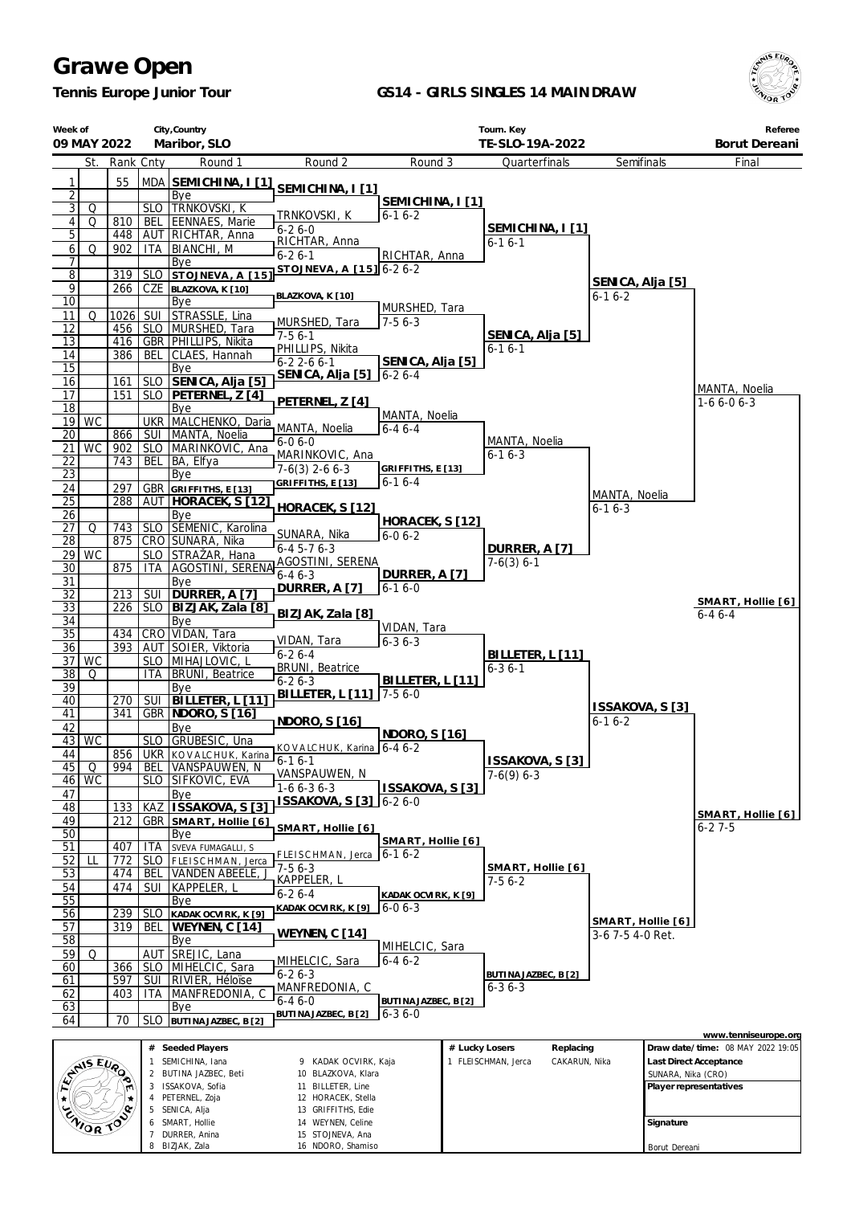# Grawe Open

**Tennis Europe Junior Tour**

**GS14 - GIRLS SINGLES 14 MAINDRAW**

| Week of | City,Country | Tourn. Key | Referee |
|---|---|---|---|
| 09 MAY 2022 | Maribor, SLO | TE-SLO-19A-2022 | Borut Dereani |

| # | St. | Rank | Cnty | Round 1 | Round 2 | Round 3 | Quarterfinals | Semifinals | Final |
|---|---|---|---|---|---|---|---|---|---|
| 1 | | 55 | MDA | SEMICHINA, I [1] | SEMICHINA, I [1] | SEMICHINA, I [1] 6-1 6-2 | SEMICHINA, I [1] 6-1 6-1 | SENICA, Alja [5] 6-1 6-2 | MANTA, Noelia 1-6 6-0 6-3 |
| 2 | | | | Bye | | | | | |
| 3 | Q | | SLO | TRNKOVSKI, K | TRNKOVSKI, K 6-2 6-0 | | | | |
| 4 | Q | 810 | BEL | EENNAES, Marie | | | | | |
| 5 | | 448 | AUT | RICHTAR, Anna | RICHTAR, Anna 6-2 6-1 | RICHTAR, Anna 6-2 6-2 | | | |
| 6 | Q | 902 | ITA | BIANCHI, M | | | | | |
| 7 | | | | Bye | | | | | |
| 8 | | 319 | SLO | STOJNEVA, A [15] | STOJNEVA, A [15] | | | | |
| 9 | | 266 | CZE | BLAZKOVA, K [10] | BLAZKOVA, K [10] | MURSHED, Tara 7-5 6-3 | SENICA, Alja [5] 6-1 6-1 | | |
| 10 | | | | Bye | | | | | |
| 11 | Q | 1026 | SUI | STRASSLE, Lina | MURSHED, Tara 7-5 6-1 | | | | |
| 12 | | 456 | SLO | MURSHED, Tara | | | | | |
| 13 | | 416 | GBR | PHILLIPS, Nikita | PHILLIPS, Nikita 6-2 2-6 6-1 | SENICA, Alja [5] 6-2 6-4 | | | |
| 14 | | 386 | BEL | CLAES, Hannah | | | | | |
| 15 | | | | Bye | | | | | |
| 16 | | 161 | SLO | SENICA, Alja [5] | SENICA, Alja [5] | | | | |
| 17 | | 151 | SLO | PETERNEL, Z [4] | PETERNEL, Z [4] | MANTA, Noelia 6-4 6-4 | MANTA, Noelia 6-1 6-3 | MANTA, Noelia 6-1 6-3 | |
| 18 | | | | Bye | | | | | |
| 19 | WC | | UKR | MALCHENKO, Daria | MANTA, Noelia 6-0 6-0 | | | | |
| 20 | | 866 | SUI | MANTA, Noelia | | | | | |
| 21 | WC | 902 | SLO | MARINKOVIC, Ana | MARINKOVIC, Ana 7-6(3) 2-6 6-3 | GRIFFITHS, E [13] 6-1 6-4 | | | |
| 22 | | 743 | BEL | BA, Elfya | | | | | |
| 23 | | | | Bye | | | | | |
| 24 | | 297 | GBR | GRIFFITHS, E [13] | GRIFFITHS, E [13] | | | | |
| 25 | | 288 | AUT | HORACEK, S [12] | HORACEK, S [12] | HORACEK, S [12] 6-0 6-2 | DURRER, A [7] 7-6(3) 6-1 | | |
| 26 | | | | Bye | | | | | |
| 27 | Q | 743 | SLO | SEMENIC, Karolina | SUNARA, Nika 6-4 5-7 6-3 | | | | |
| 28 | | 875 | CRO | SUNARA, Nika | | | | | |
| 29 | WC | | SLO | STRAŽAR, Hana | AGOSTINI, SERENA 6-4 6-3 | DURRER, A [7] 6-1 6-0 | | | |
| 30 | | 875 | ITA | AGOSTINI, SERENA | | | | | |
| 31 | | | | Bye | | | | | |
| 32 | | 213 | SUI | DURRER, A [7] | DURRER, A [7] | | | | |
| 33 | | 226 | SLO | BIZJAK, Zala [8] | BIZJAK, Zala [8] | VIDAN, Tara 6-3 6-3 | BILLETER, L [11] 6-3 6-1 | ISSAKOVA, S [3] 6-1 6-2 | SMART, Hollie [6] 6-2 7-5 |
| 34 | | | | Bye | | | | | |
| 35 | | 434 | CRO | VIDAN, Tara | VIDAN, Tara 6-2 6-4 | | | | |
| 36 | | 393 | AUT | SOIER, Viktoria | | | | | |
| 37 | WC | | SLO | MIHAJLOVIC, L | BRUNI, Beatrice 6-2 6-3 | BILLETER, L [11] 7-5 6-0 | | | |
| 38 | Q | | ITA | BRUNI, Beatrice | | | | | |
| 39 | | | | Bye | | | | | |
| 40 | | 270 | SUI | BILLETER, L [11] | BILLETER, L [11] | | | | |
| 41 | | 341 | GBR | NDORO, S [16] | NDORO, S [16] | NDORO, S [16] 6-4 6-2 | ISSAKOVA, S [3] 7-6(9) 6-3 | | |
| 42 | | | | Bye | | | | | |
| 43 | WC | | SLO | GRUBESIC, Una | KOVALCHUK, Karina 6-1 6-1 | | | | |
| 44 | | 856 | UKR | KOVALCHUK, Karina | | | | | |
| 45 | Q | 994 | BEL | VANSPAUWEN, N | VANSPAUWEN, N 1-6 6-3 6-3 | ISSAKOVA, S [3] 6-2 6-0 | | | |
| 46 | WC | | SLO | SIFKOVIC, EVA | | | | | |
| 47 | | | | Bye | | | | | |
| 48 | | 133 | KAZ | ISSAKOVA, S [3] | ISSAKOVA, S [3] | | | | |
| 49 | | 212 | GBR | SMART, Hollie [6] | SMART, Hollie [6] | SMART, Hollie [6] 6-1 6-2 | SMART, Hollie [6] 7-5 6-2 | SMART, Hollie [6] 3-6 7-5 4-0 Ret. | |
| 50 | | | | Bye | | | | | |
| 51 | | 407 | ITA | SVEVA FUMAGALLI, S | FLEISCHMAN, Jerca 7-5 6-3 | | | | |
| 52 | LL | 772 | SLO | FLEISCHMAN, Jerca | | | | | |
| 53 | | 474 | BEL | VANDEN ABEELE, J | KAPPELER, L 6-2 6-4 | KADAK OCVIRK, K [9] 6-0 6-3 | | | |
| 54 | | 474 | SUI | KAPPELER, L | | | | | |
| 55 | | | | Bye | | | | | |
| 56 | | 239 | SLO | KADAK OCVIRK, K [9] | KADAK OCVIRK, K [9] | | | | |
| 57 | | 319 | BEL | WEYNEN, C [14] | WEYNEN, C [14] | MIHELCIC, Sara 6-4 6-2 | BUTINA JAZBEC, B [2] 6-3 6-3 | | |
| 58 | | | | Bye | | | | | |
| 59 | Q | | AUT | SREJIC, Lana | MIHELCIC, Sara 6-2 6-3 | | | | |
| 60 | | 366 | SLO | MIHELCIC, Sara | | | | | |
| 61 | | 597 | SUI | RIVIER, Héloïse | MANFREDONIA, C 6-4 6-0 | BUTINA JAZBEC, B [2] 6-3 6-0 | | | |
| 62 | | 403 | ITA | MANFREDONIA, C | | | | | |
| 63 | | | | Bye | | | | | |
| 64 | | 70 | SLO | BUTINA JAZBEC, B [2] | BUTINA JAZBEC, B [2] | | | | |

**Final result:** SMART, Hollie [6] 6-4 6-4

www.tenniseurope.org

| # | Seeded Players | # | Seeded Players |
|---|---|---|---|
| 1 | SEMICHINA, Iana | 9 | KADAK OCVIRK, Kaja |
| 2 | BUTINA JAZBEC, Beti | 10 | BLAZKOVA, Klara |
| 3 | ISSAKOVA, Sofia | 11 | BILLETER, Line |
| 4 | PETERNEL, Zoja | 12 | HORACEK, Stella |
| 5 | SENICA, Alja | 13 | GRIFFITHS, Edie |
| 6 | SMART, Hollie | 14 | WEYNEN, Celine |
| 7 | DURRER, Anina | 15 | STOJNEVA, Ana |
| 8 | BIZJAK, Zala | 16 | NDORO, Shamiso |

| # Lucky Losers | Replacing |
|---|---|
| 1 FLEISCHMAN, Jerca | CAKARUN, Nika |

**Draw date/time:** 08 MAY 2022 19:05

**Last Direct Acceptance**
SUNARA, Nika (CRO)

**Player representatives**

**Signature**
Borut Dereani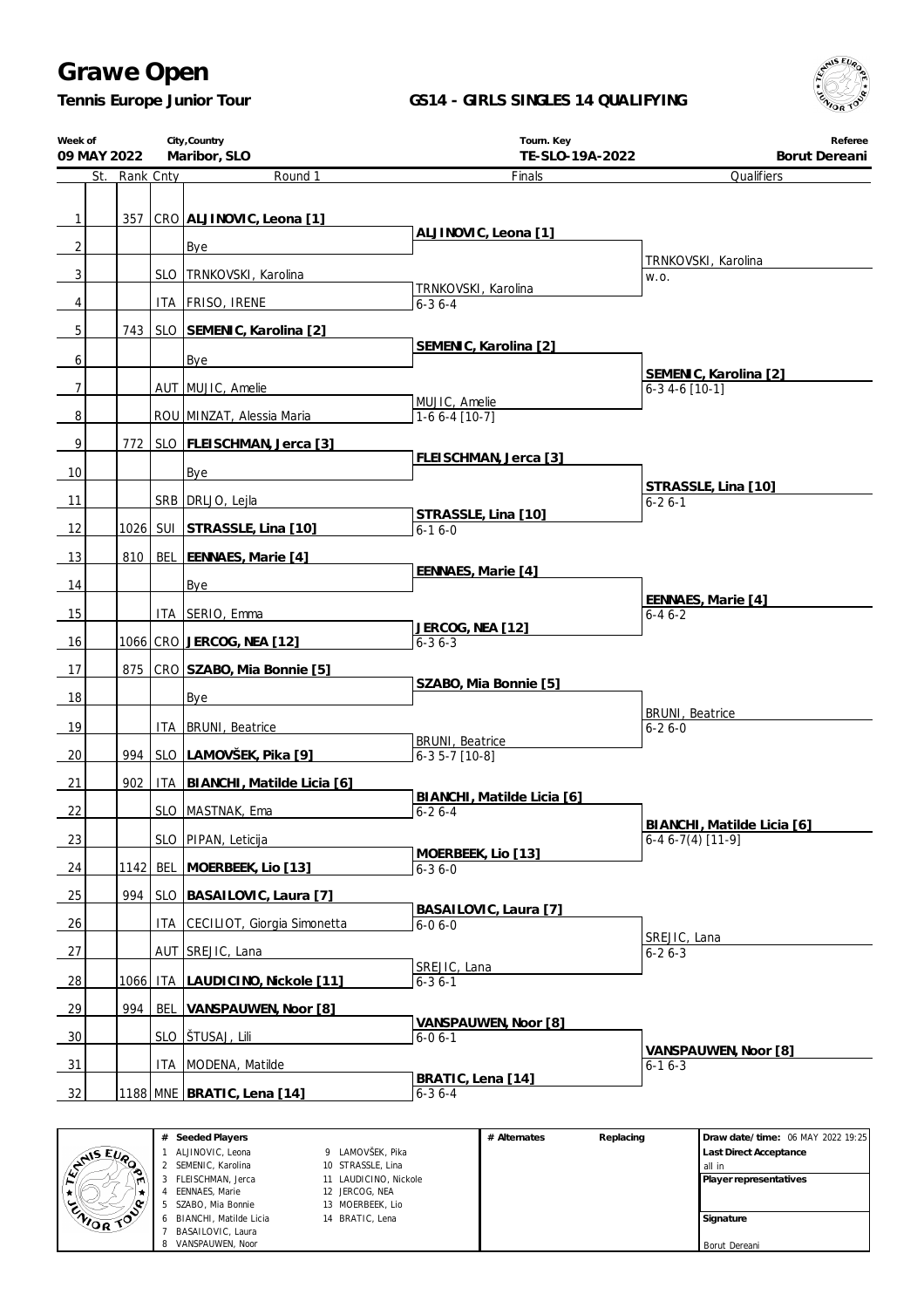# Grawe Open

**Tennis Europe Junior Tour**

## GS14 - GIRLS SINGLES 14 QUALIFYING

| Week of | City,Country | Tourn. Key | Referee |
|---|---|---|---|
| 09 MAY 2022 | Maribor, SLO | TE-SLO-19A-2022 | Borut Dereani |

| # | St. | Rank | Cnty | Round 1 | Finals | Qualifiers |
|---|---|---|---|---|---|---|
| 1 | | 357 | CRO | **ALJINOVIC, Leona [1]** | | |
| | | | | | **ALJINOVIC, Leona [1]** | |
| 2 | | | | Bye | | |
| | | | | | | TRNKOVSKI, Karolina w.o. |
| 3 | | | SLO | TRNKOVSKI, Karolina | | |
| | | | | | TRNKOVSKI, Karolina 6-3 6-4 | |
| 4 | | | ITA | FRISO, IRENE | | |
| 5 | | 743 | SLO | **SEMENIC, Karolina [2]** | | |
| | | | | | **SEMENIC, Karolina [2]** | |
| 6 | | | | Bye | | |
| | | | | | | **SEMENIC, Karolina [2]** 6-3 4-6 [10-1] |
| 7 | | | AUT | MUJIC, Amelie | | |
| | | | | | MUJIC, Amelie 1-6 6-4 [10-7] | |
| 8 | | | ROU | MINZAT, Alessia Maria | | |
| 9 | | 772 | SLO | **FLEISCHMAN, Jerca [3]** | | |
| | | | | | **FLEISCHMAN, Jerca [3]** | |
| 10 | | | | Bye | | |
| | | | | | | **STRASSLE, Lina [10]** 6-2 6-1 |
| 11 | | | SRB | DRLJO, Lejla | | |
| | | | | | **STRASSLE, Lina [10]** 6-1 6-0 | |
| 12 | | 1026 | SUI | **STRASSLE, Lina [10]** | | |
| 13 | | 810 | BEL | **EENNAES, Marie [4]** | | |
| | | | | | **EENNAES, Marie [4]** | |
| 14 | | | | Bye | | |
| | | | | | | **EENNAES, Marie [4]** 6-4 6-2 |
| 15 | | | ITA | SERIO, Emma | | |
| | | | | | **JERCOG, NEA [12]** 6-3 6-3 | |
| 16 | | 1066 | CRO | **JERCOG, NEA [12]** | | |
| 17 | | 875 | CRO | **SZABO, Mia Bonnie [5]** | | |
| | | | | | **SZABO, Mia Bonnie [5]** | |
| 18 | | | | Bye | | |
| | | | | | | BRUNI, Beatrice 6-2 6-0 |
| 19 | | | ITA | BRUNI, Beatrice | | |
| | | | | | BRUNI, Beatrice 6-3 5-7 [10-8] | |
| 20 | | 994 | SLO | **LAMOVŠEK, Pika [9]** | | |
| 21 | | 902 | ITA | **BIANCHI, Matilde Licia [6]** | | |
| | | | | | **BIANCHI, Matilde Licia [6]** 6-2 6-4 | |
| 22 | | | SLO | MASTNAK, Ema | | |
| | | | | | | **BIANCHI, Matilde Licia [6]** 6-4 6-7(4) [11-9] |
| 23 | | | SLO | PIPAN, Leticija | | |
| | | | | | **MOERBEEK, Lio [13]** 6-3 6-0 | |
| 24 | | 1142 | BEL | **MOERBEEK, Lio [13]** | | |
| 25 | | 994 | SLO | **BASAILOVIC, Laura [7]** | | |
| | | | | | **BASAILOVIC, Laura [7]** 6-0 6-0 | |
| 26 | | | ITA | CECILIOT, Giorgia Simonetta | | |
| | | | | | | SREJIC, Lana 6-2 6-3 |
| 27 | | | AUT | SREJIC, Lana | | |
| | | | | | SREJIC, Lana 6-3 6-1 | |
| 28 | | 1066 | ITA | **LAUDICINO, Nickole [11]** | | |
| 29 | | 994 | BEL | **VANSPAUWEN, Noor [8]** | | |
| | | | | | **VANSPAUWEN, Noor [8]** 6-0 6-1 | |
| 30 | | | SLO | ŠTUSAJ, Lili | | |
| | | | | | | **VANSPAUWEN, Noor [8]** 6-1 6-3 |
| 31 | | | ITA | MODENA, Matilde | | |
| | | | | | **BRATIC, Lena [14]** 6-3 6-4 | |
| 32 | | 1188 | MNE | **BRATIC, Lena [14]** | | |

| # | Seeded Players | # | Seeded Players |
|---|---|---|---|
| 1 | ALJINOVIC, Leona | 9 | LAMOVŠEK, Pika |
| 2 | SEMENIC, Karolina | 10 | STRASSLE, Lina |
| 3 | FLEISCHMAN, Jerca | 11 | LAUDICINO, Nickole |
| 4 | EENNAES, Marie | 12 | JERCOG, NEA |
| 5 | SZABO, Mia Bonnie | 13 | MOERBEEK, Lio |
| 6 | BIANCHI, Matilde Licia | 14 | BRATIC, Lena |
| 7 | BASAILOVIC, Laura | | |
| 8 | VANSPAUWEN, Noor | | |

| # Alternates | Replacing |
|---|---|
| | |

**Draw date/time:** 06 MAY 2022 19:25

**Last Direct Acceptance**
all in

**Player representatives**

**Signature**

Borut Dereani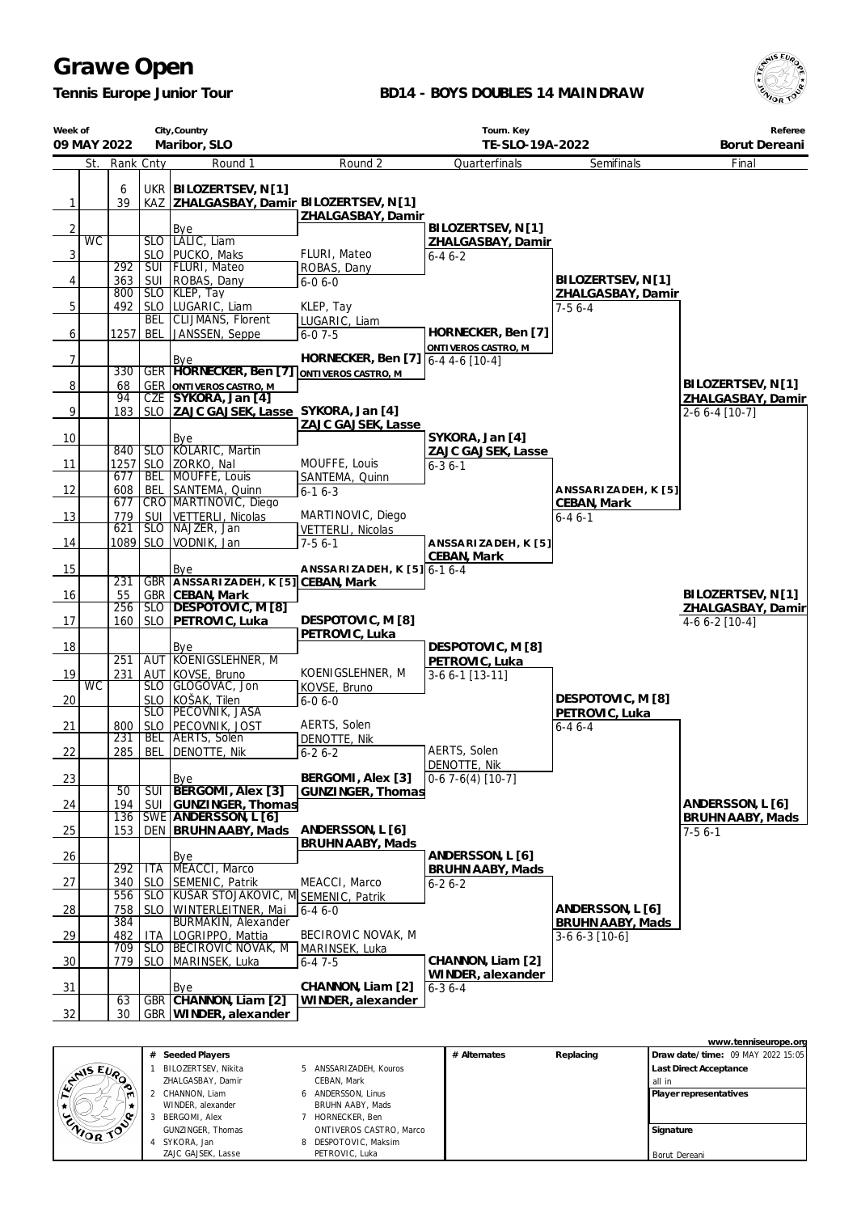# Grawe Open

**Tennis Europe Junior Tour**

**BD14 - BOYS DOUBLES 14 MAINDRAW**

| Week of | City,Country | Tourn. Key | Referee |
|---|---|---|---|
| 09 MAY 2022 | Maribor, SLO | TE-SLO-19A-2022 | Borut Dereani |

| | St. | Rank | Cnty | Round 1 | Round 2 | Quarterfinals | Semifinals | Final |
|---|---|---|---|---|---|---|---|---|
| 1 | | 6 | UKR | **BILOZERTSEV, N [1]** | | | | |
| | | 39 | KAZ | **ZHALGASBAY, Damir** | **BILOZERTSEV, N [1]** | | | |
| | | | | | **ZHALGASBAY, Damir** | | | |
| 2 | | | | Bye | | **BILOZERTSEV, N [1]** | | |
| | WC | | SLO | LALIC, Liam | | **ZHALGASBAY, Damir** | | |
| 3 | | | SLO | PUCKO, Maks | FLURI, Mateo | 6-4 6-2 | | |
| | | 292 | SUI | FLURI, Mateo | ROBAS, Dany | | | |
| 4 | | 363 | SUI | ROBAS, Dany | 6-0 6-0 | | **BILOZERTSEV, N [1]** | |
| | | 800 | SLO | KLEP, Tay | | | **ZHALGASBAY, Damir** | |
| 5 | | 492 | SLO | LUGARIC, Liam | KLEP, Tay | | 7-5 6-4 | |
| | | | BEL | CLIJMANS, Florent | LUGARIC, Liam | | | |
| 6 | | 1257 | BEL | JANSSEN, Seppe | 6-0 7-5 | **HORNECKER, Ben [7]** | | |
| | | | | | | **ONTIVEROS CASTRO, M** | | |
| 7 | | | | Bye | **HORNECKER, Ben [7]** | 6-4 4-6 [10-4] | | |
| | | 330 | GER | **HORNECKER, Ben [7]** | **ONTIVEROS CASTRO, M** | | | |
| 8 | | 68 | GER | **ONTIVEROS CASTRO, M** | | | | **BILOZERTSEV, N [1]** |
| | | 94 | CZE | **SYKORA, Jan [4]** | | | | **ZHALGASBAY, Damir** |
| 9 | | 183 | SLO | **ZAJC GAJSEK, Lasse** | **SYKORA, Jan [4]** | | | 2-6 6-4 [10-7] |
| | | | | | **ZAJC GAJSEK, Lasse** | | | |
| 10 | | | | Bye | | **SYKORA, Jan [4]** | | |
| | | 840 | SLO | KOLARIC, Martin | | **ZAJC GAJSEK, Lasse** | | |
| 11 | | 1257 | SLO | ZORKO, Nal | MOUFFE, Louis | 6-3 6-1 | | |
| | | 677 | BEL | MOUFFE, Louis | SANTEMA, Quinn | | | |
| 12 | | 608 | BEL | SANTEMA, Quinn | 6-1 6-3 | | **ANSSARIZADEH, K [5]** | |
| | | 677 | CRO | MARTINOVIC, Diego | | | **CEBAN, Mark** | |
| 13 | | 779 | SUI | VETTERLI, Nicolas | MARTINOVIC, Diego | | 6-4 6-1 | |
| | | 621 | SLO | NAJZER, Jan | VETTERLI, Nicolas | | | |
| 14 | | 1089 | SLO | VODNIK, Jan | 7-5 6-1 | **ANSSARIZADEH, K [5]** | | |
| | | | | | | **CEBAN, Mark** | | |
| 15 | | | | Bye | **ANSSARIZADEH, K [5]** | 6-1 6-4 | | |
| | | 231 | GBR | **ANSSARIZADEH, K [5]** | **CEBAN, Mark** | | | |
| 16 | | 55 | GBR | **CEBAN, Mark** | | | | **BILOZERTSEV, N [1]** |
| | | 256 | SLO | **DESPOTOVIC, M [8]** | | | | **ZHALGASBAY, Damir** |
| 17 | | 160 | SLO | **PETROVIC, Luka** | **DESPOTOVIC, M [8]** | | | 4-6 6-2 [10-4] |
| | | | | | **PETROVIC, Luka** | | | |
| 18 | | | | Bye | | **DESPOTOVIC, M [8]** | | |
| | | 251 | AUT | KOENIGSLEHNER, M | | **PETROVIC, Luka** | | |
| 19 | | 231 | AUT | KOVSE, Bruno | KOENIGSLEHNER, M | 3-6 6-1 [13-11] | | |
| | WC | | SLO | GLOGOVAC, Jon | KOVSE, Bruno | | | |
| 20 | | | SLO | KOŠAK, Tilen | 6-0 6-0 | | **DESPOTOVIC, M [8]** | |
| | | | SLO | PECOVNIK, JASA | | | **PETROVIC, Luka** | |
| 21 | | 800 | SLO | PECOVNIK, JOST | AERTS, Solen | | 6-4 6-4 | |
| | | 231 | BEL | AERTS, Solen | DENOTTE, Nik | | | |
| 22 | | 285 | BEL | DENOTTE, Nik | 6-2 6-2 | AERTS, Solen | | |
| | | | | | | DENOTTE, Nik | | |
| 23 | | | | Bye | **BERGOMI, Alex [3]** | 0-6 7-6(4) [10-7] | | |
| | | 50 | SUI | **BERGOMI, Alex [3]** | **GUNZINGER, Thomas** | | | |
| 24 | | 194 | SUI | **GUNZINGER, Thomas** | | | | **ANDERSSON, L [6]** |
| | | 136 | SWE | **ANDERSSON, L [6]** | | | | **BRUHN AABY, Mads** |
| 25 | | 153 | DEN | **BRUHN AABY, Mads** | **ANDERSSON, L [6]** | | | 7-5 6-1 |
| | | | | | **BRUHN AABY, Mads** | | | |
| 26 | | | | Bye | | **ANDERSSON, L [6]** | | |
| | | 292 | ITA | MEACCI, Marco | | **BRUHN AABY, Mads** | | |
| 27 | | 340 | SLO | SEMENIC, Patrik | MEACCI, Marco | 6-2 6-2 | | |
| | | 556 | SLO | KUSAR STOJAKOVIC, M | SEMENIC, Patrik | | | |
| 28 | | 758 | SLO | WINTERLEITNER, Mai | 6-4 6-0 | | **ANDERSSON, L [6]** | |
| | | 384 | | BURMAKIN, Alexander | | | **BRUHN AABY, Mads** | |
| 29 | | 482 | ITA | LOGRIPPO, Mattia | BECIROVIC NOVAK, M | | 3-6 6-3 [10-6] | |
| | | 709 | SLO | BECIROVIC NOVAK, M | MARINSEK, Luka | | | |
| 30 | | 779 | SLO | MARINSEK, Luka | 6-4 7-5 | **CHANNON, Liam [2]** | | |
| | | | | | | **WINDER, alexander** | | |
| 31 | | | | Bye | **CHANNON, Liam [2]** | 6-3 6-4 | | |
| | | 63 | GBR | **CHANNON, Liam [2]** | **WINDER, alexander** | | | |
| 32 | | 30 | GBR | **WINDER, alexander** | | | | |

www.tenniseurope.org

| # | Seeded Players | # | Seeded Players | # Alternates | Replacing | |
|---|---|---|---|---|---|---|
| 1 | BILOZERTSEV, Nikita / ZHALGASBAY, Damir | 5 | ANSSARIZADEH, Kouros / CEBAN, Mark | | | Draw date/time: 09 MAY 2022 15:05 |
| 2 | CHANNON, Liam / WINDER, alexander | 6 | ANDERSSON, Linus / BRUHN AABY, Mads | | | Last Direct Acceptance: all in |
| 3 | BERGOMI, Alex / GUNZINGER, Thomas | 7 | HORNECKER, Ben / ONTIVEROS CASTRO, Marco | | | Player representatives |
| 4 | SYKORA, Jan / ZAJC GAJSEK, Lasse | 8 | DESPOTOVIC, Maksim / PETROVIC, Luka | | | Signature: Borut Dereani |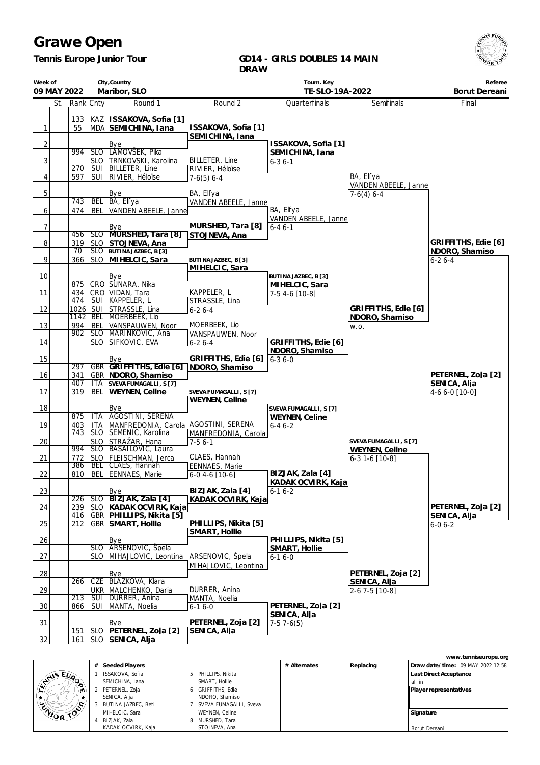# Grawe Open

**Tennis Europe Junior Tour**

**GD14 - GIRLS DOUBLES 14 MAIN DRAW**

| Week of | City,Country | Tourn. Key | Referee |
|---|---|---|---|
| 09 MAY 2022 | Maribor, SLO | TE-SLO-19A-2022 | Borut Dereani |

| | St. | Rank | Cnty | Round 1 | Round 2 | Quarterfinals | Semifinals | Final |
|---|---|---|---|---|---|---|---|---|
| 1 | | 133 / 55 | KAZ / MDA | **ISSAKOVA, Sofia [1]** / **SEMICHINA, Iana** | ISSAKOVA, Sofia [1] / SEMICHINA, Iana | | | |
| 2 | | | | Bye | | ISSAKOVA, Sofia [1] / SEMICHINA, Iana | | |
| 3 | | 994 | SLO / SLO | LAMOVŠEK, Pika / TRNKOVSKI, Karolina | BILLETER, Line / RIVIER, Héloïse | 6-3 6-1 | | |
| 4 | | 270 / 597 | SUI / SUI | BILLETER, Line / RIVIER, Héloïse | 7-6(5) 6-4 | | BA, Elfya / VANDEN ABEELE, Janne | |
| 5 | | | | Bye | BA, Elfya / VANDEN ABEELE, Janne | | 7-6(4) 6-4 | |
| 6 | | 743 / 474 | BEL / BEL | BA, Elfya / VANDEN ABEELE, Janne | | BA, Elfya / VANDEN ABEELE, Janne | | |
| 7 | | | | Bye | MURSHED, Tara [8] / STOJNEVA, Ana | 6-4 6-1 | | |
| 8 | | 456 / 319 | SLO / SLO | **MURSHED, Tara [8]** / **STOJNEVA, Ana** | | | | GRIFFITHS, Edie [6] / NDORO, Shamiso |
| 9 | | 70 / 366 | SLO / SLO | **BUTINA JAZBEC, B [3]** / **MIHELCIC, Sara** | BUTINA JAZBEC, B [3] / MIHELCIC, Sara | | | 6-2 6-4 |
| 10 | | | | Bye | | BUTINA JAZBEC, B [3] / MIHELCIC, Sara | | |
| 11 | | 875 / 434 | CRO / CRO | SUNARA, Nika / VIDAN, Tara | KAPPELER, L / STRASSLE, Lina | 7-5 4-6 [10-8] | | |
| 12 | | 474 / 1026 | SUI / SUI | KAPPELER, L / STRASSLE, Lina | 6-2 6-4 | | GRIFFITHS, Edie [6] / NDORO, Shamiso | |
| 13 | | 1142 / 994 | BEL / BEL | MOERBEEK, Lio / VANSPAUWEN, Noor | MOERBEEK, Lio / VANSPAUWEN, Noor | | w.o. | |
| 14 | | 902 | SLO / SLO | MARINKOVIC, Ana / SIFKOVIC, EVA | 6-2 6-4 | GRIFFITHS, Edie [6] / NDORO, Shamiso | | |
| 15 | | | | Bye | GRIFFITHS, Edie [6] / NDORO, Shamiso | 6-3 6-0 | | |
| 16 | | 297 / 341 | GBR / GBR | **GRIFFITHS, Edie [6]** / **NDORO, Shamiso** | | | | PETERNEL, Zoja [2] / SENICA, Alja |
| 17 | | 407 / 319 | ITA / BEL | **SVEVA FUMAGALLI, S [7]** / **WEYNEN, Celine** | SVEVA FUMAGALLI, S [7] / WEYNEN, Celine | | | 4-6 6-0 [10-0] |
| 18 | | | | Bye | | SVEVA FUMAGALLI, S [7] / WEYNEN, Celine | | |
| 19 | | 875 / 403 | ITA / ITA | AGOSTINI, SERENA / MANFREDONIA, Carola | AGOSTINI, SERENA / MANFREDONIA, Carola | 6-4 6-2 | | |
| 20 | | 743 | SLO / SLO | SEMENIC, Karolina / STRAŽAR, Hana | 7-5 6-1 | | SVEVA FUMAGALLI, S [7] / WEYNEN, Celine | |
| 21 | | 994 / 772 | SLO / SLO | BASAILOVIC, Laura / FLEISCHMAN, Jerca | CLAES, Hannah / EENNAES, Marie | | 6-3 1-6 [10-8] | |
| 22 | | 386 / 810 | BEL / BEL | CLAES, Hannah / EENNAES, Marie | 6-0 4-6 [10-6] | BIZJAK, Zala [4] / KADAK OCVIRK, Kaja | | |
| 23 | | | | Bye | BIZJAK, Zala [4] / KADAK OCVIRK, Kaja | 6-1 6-2 | | |
| 24 | | 226 / 239 | SLO / SLO | **BIZJAK, Zala [4]** / **KADAK OCVIRK, Kaja** | | | | PETERNEL, Zoja [2] / SENICA, Alja |
| 25 | | 416 / 212 | GBR / GBR | **PHILLIPS, Nikita [5]** / **SMART, Hollie** | PHILLIPS, Nikita [5] / SMART, Hollie | | | 6-0 6-2 |
| 26 | | | | Bye | | PHILLIPS, Nikita [5] / SMART, Hollie | | |
| 27 | | | SLO / SLO | ARSENOVIC, Špela / MIHAJLOVIC, Leontina | ARSENOVIC, Špela / MIHAJLOVIC, Leontina | 6-1 6-0 | | |
| 28 | | | | Bye | | | PETERNEL, Zoja [2] / SENICA, Alja | |
| 29 | | 266 | CZE / UKR | BLAZKOVA, Klara / MALCHENKO, Daria | DURRER, Anina / MANTA, Noelia | | 2-6 7-5 [10-8] | |
| 30 | | 213 / 866 | SUI / SUI | DURRER, Anina / MANTA, Noelia | 6-1 6-0 | PETERNEL, Zoja [2] / SENICA, Alja | | |
| 31 | | | | Bye | PETERNEL, Zoja [2] / SENICA, Alja | 7-5 7-6(5) | | |
| 32 | | 151 / 161 | SLO / SLO | **PETERNEL, Zoja [2]** / **SENICA, Alja** | | | | |

| # | Seeded Players | | | # Alternates | Replacing |
|---|---|---|---|---|---|
| 1 | ISSAKOVA, Sofia / SEMICHINA, Iana | 5 | PHILLIPS, Nikita / SMART, Hollie | | |
| 2 | PETERNEL, Zoja / SENICA, Alja | 6 | GRIFFITHS, Edie / NDORO, Shamiso | | |
| 3 | BUTINA JAZBEC, Beti / MIHELCIC, Sara | 7 | SVEVA FUMAGALLI, Sveva / WEYNEN, Celine | | |
| 4 | BIZJAK, Zala / KADAK OCVIRK, Kaja | 8 | MURSHED, Tara / STOJNEVA, Ana | | |

www.tenniseurope.org

Draw date/time: 09 MAY 2022 12:58

Last Direct Acceptance: all in

Player representatives

Signature: Borut Dereani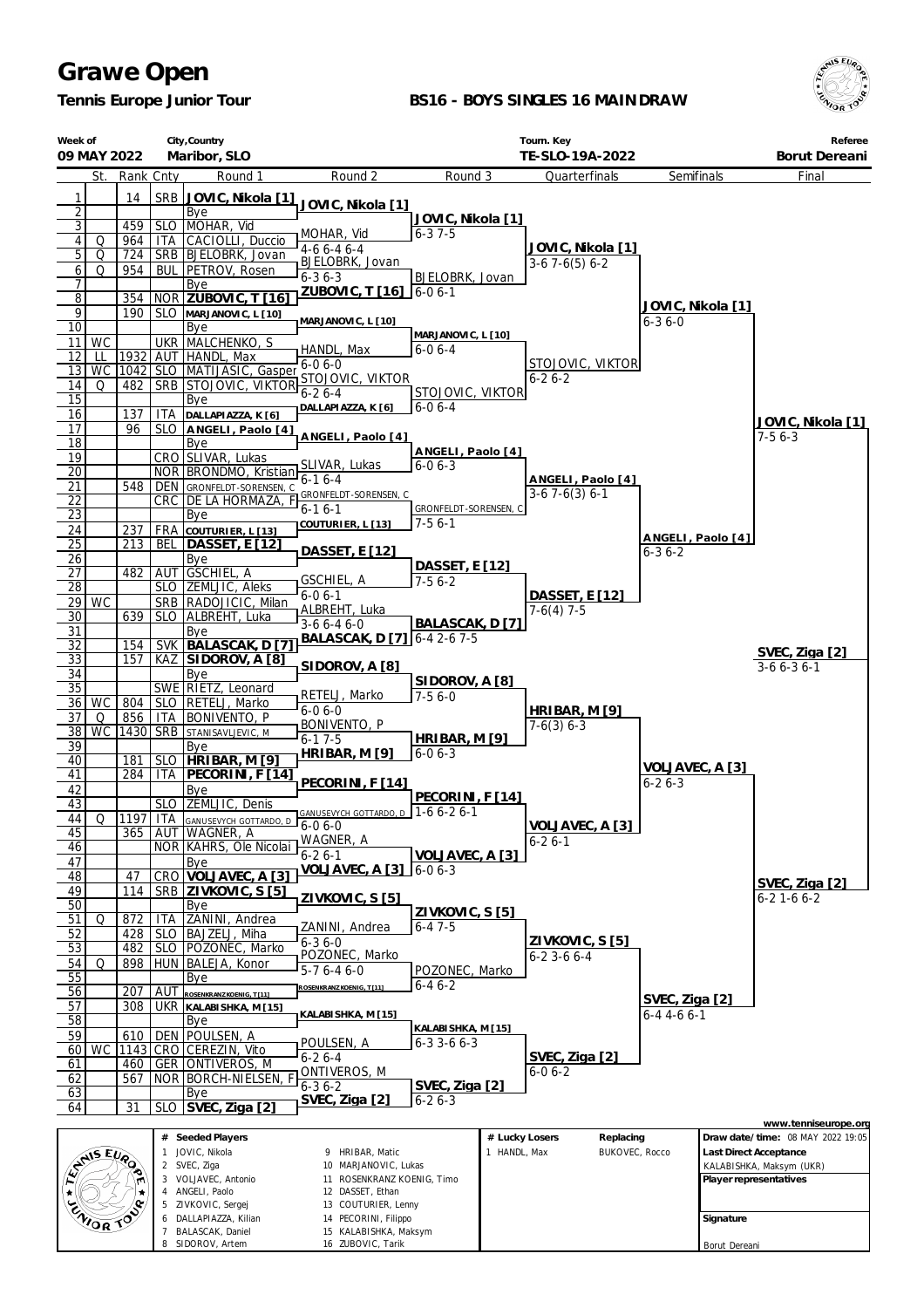# Grawe Open

**Tennis Europe Junior Tour**

**BS16 - BOYS SINGLES 16 MAINDRAW**

| Week of | City,Country | Tourn. Key | Referee |
|---|---|---|---|
| 09 MAY 2022 | Maribor, SLO | TE-SLO-19A-2022 | Borut Dereani |

| # | St. | Rank | Cnty | Round 1 | Round 2 | Round 3 | Quarterfinals | Semifinals | Final |
|---|---|---|---|---|---|---|---|---|---|
| 1 | | 14 | SRB | **JOVIC, Nikola [1]** | JOVIC, Nikola [1] | JOVIC, Nikola [1] 6-3 7-5 | JOVIC, Nikola [1] 3-6 7-6(5) 6-2 | JOVIC, Nikola [1] 6-3 6-0 | JOVIC, Nikola [1] 7-5 6-3 |
| 2 | | | | Bye | | | | | |
| 3 | | 459 | SLO | MOHAR, Vid | MOHAR, Vid 4-6 6-4 6-4 | | | | |
| 4 | Q | 964 | ITA | CACIOLLI, Duccio | | | | | |
| 5 | Q | 724 | SRB | BJELOBRK, Jovan | BJELOBRK, Jovan 6-3 6-3 | BJELOBRK, Jovan 6-0 6-1 | | | |
| 6 | Q | 954 | BUL | PETROV, Rosen | | | | | |
| 7 | | | | Bye | | | | | |
| 8 | | 354 | NOR | **ZUBOVIC, T [16]** | ZUBOVIC, T [16] | | | | |
| 9 | | 190 | SLO | MARJANOVIC, L [10] | MARJANOVIC, L [10] | MARJANOVIC, L [10] 6-0 6-4 | STOJOVIC, VIKTOR 6-2 6-2 | | |
| 10 | | | | Bye | | | | | |
| 11 | WC | | UKR | MALCHENKO, S | HANDL, Max 6-0 6-0 | | | | |
| 12 | LL | 1932 | AUT | HANDL, Max | | | | | |
| 13 | WC | 1042 | SLO | MATIJASIC, Gasper | STOJOVIC, VIKTOR 6-2 6-4 | STOJOVIC, VIKTOR 6-0 6-4 | | | |
| 14 | Q | 482 | SRB | STOJOVIC, VIKTOR | | | | | |
| 15 | | | | Bye | | | | | |
| 16 | | 137 | ITA | DALLAPIAZZA, K [6] | DALLAPIAZZA, K [6] | | | | |
| 17 | | 96 | SLO | **ANGELI, Paolo [4]** | ANGELI, Paolo [4] | ANGELI, Paolo [4] 6-0 6-3 | ANGELI, Paolo [4] 3-6 7-6(3) 6-1 | ANGELI, Paolo [4] 6-3 6-2 | |
| 18 | | | | Bye | | | | | |
| 19 | | | CRO | SLIVAR, Lukas | SLIVAR, Lukas 6-1 6-4 | | | | |
| 20 | | | NOR | BRONDMO, Kristian | | | | | |
| 21 | | 548 | DEN | GRONFELDT-SORENSEN, C | GRONFELDT-SORENSEN, C 6-1 6-1 | GRONFELDT-SORENSEN, C 7-5 6-1 | | | |
| 22 | | | CRC | DE LA HORMAZA, F | | | | | |
| 23 | | | | Bye | | | | | |
| 24 | | 237 | FRA | COUTURIER, L [13] | COUTURIER, L [13] | | | | |
| 25 | | 213 | BEL | **DASSET, E [12]** | DASSET, E [12] | DASSET, E [12] 7-5 6-2 | DASSET, E [12] 7-6(4) 7-5 | | |
| 26 | | | | Bye | | | | | |
| 27 | | 482 | AUT | GSCHIEL, A | GSCHIEL, A 6-0 6-1 | | | | |
| 28 | | | SLO | ZEMLJIC, Aleks | | | | | |
| 29 | WC | | SRB | RADOJICIC, Milan | ALBREHT, Luka 3-6 6-4 6-0 | BALASCAK, D [7] 6-4 2-6 7-5 | | | |
| 30 | | 639 | SLO | ALBREHT, Luka | | | | | |
| 31 | | | | Bye | | | | | |
| 32 | | 154 | SVK | **BALASCAK, D [7]** | BALASCAK, D [7] | | | | SVEC, Ziga [2] 3-6 6-3 6-1 |
| 33 | | 157 | KAZ | **SIDOROV, A [8]** | SIDOROV, A [8] | SIDOROV, A [8] 7-5 6-0 | HRIBAR, M [9] 7-6(3) 6-3 | VOLJAVEC, A [3] 6-2 6-3 | |
| 34 | | | | Bye | | | | | |
| 35 | | | SWE | RIETZ, Leonard | RETELJ, Marko 6-0 6-0 | | | | |
| 36 | WC | 804 | SLO | RETELJ, Marko | | | | | |
| 37 | Q | 856 | ITA | BONIVENTO, P | BONIVENTO, P 6-1 7-5 | HRIBAR, M [9] 6-0 6-3 | | | |
| 38 | WC | 1430 | SRB | STANISAVLJEVIC, M | | | | | |
| 39 | | | | Bye | | | | | |
| 40 | | 181 | SLO | **HRIBAR, M [9]** | HRIBAR, M [9] | | | | |
| 41 | | 284 | ITA | **PECORINI, F [14]** | PECORINI, F [14] | PECORINI, F [14] 1-6 6-2 6-1 | VOLJAVEC, A [3] 6-2 6-1 | | |
| 42 | | | | Bye | | | | | |
| 43 | | | SLO | ZEMLJIC, Denis | GANUSEVYCH GOTTARDO, D 6-0 6-0 | | | | |
| 44 | Q | 1197 | ITA | GANUSEVYCH GOTTARDO, D | | | | | |
| 45 | | 365 | AUT | WAGNER, A | WAGNER, A 6-2 6-1 | VOLJAVEC, A [3] 6-0 6-3 | | | |
| 46 | | | NOR | KAHRS, Ole Nicolai | | | | | |
| 47 | | | | Bye | | | | | |
| 48 | | 47 | CRO | **VOLJAVEC, A [3]** | VOLJAVEC, A [3] | | | | SVEC, Ziga [2] 6-2 1-6 6-2 |
| 49 | | 114 | SRB | **ZIVKOVIC, S [5]** | ZIVKOVIC, S [5] | ZIVKOVIC, S [5] 6-4 7-5 | ZIVKOVIC, S [5] 6-2 3-6 6-4 | SVEC, Ziga [2] 6-4 4-6 6-1 | |
| 50 | | | | Bye | | | | | |
| 51 | Q | 872 | ITA | ZANINI, Andrea | ZANINI, Andrea 6-3 6-0 | | | | |
| 52 | | 428 | SLO | BAJZELJ, Miha | | | | | |
| 53 | | 482 | SLO | POZONEC, Marko | POZONEC, Marko 5-7 6-4 6-0 | POZONEC, Marko 6-4 6-2 | | | |
| 54 | Q | 898 | HUN | BALEJA, Konor | | | | | |
| 55 | | | | Bye | | | | | |
| 56 | | 207 | AUT | ROSENKRANZKOENIG, T [11] | ROSENKRANZKOENIG, T [11] | | | | |
| 57 | | 308 | UKR | KALABISHKA, M [15] | KALABISHKA, M [15] | KALABISHKA, M [15] 6-3 3-6 6-3 | SVEC, Ziga [2] 6-0 6-2 | | |
| 58 | | | | Bye | | | | | |
| 59 | | 610 | DEN | POULSEN, A | POULSEN, A 6-2 6-4 | | | | |
| 60 | WC | 1143 | CRO | CEREZIN, Vito | | | | | |
| 61 | | 460 | GER | ONTIVEROS, M | ONTIVEROS, M 6-3 6-2 | SVEC, Ziga [2] 6-2 6-3 | | | |
| 62 | | 567 | NOR | BORCH-NIELSEN, F | | | | | |
| 63 | | | | Bye | | | | | |
| 64 | | 31 | SLO | **SVEC, Ziga [2]** | SVEC, Ziga [2] | | | | |

www.tenniseurope.org

| # | Seeded Players | # | Seeded Players |
|---|---|---|---|
| 1 | JOVIC, Nikola | 9 | HRIBAR, Matic |
| 2 | SVEC, Ziga | 10 | MARJANOVIC, Lukas |
| 3 | VOLJAVEC, Antonio | 11 | ROSENKRANZ KOENIG, Timo |
| 4 | ANGELI, Paolo | 12 | DASSET, Ethan |
| 5 | ZIVKOVIC, Sergej | 13 | COUTURIER, Lenny |
| 6 | DALLAPIAZZA, Kilian | 14 | PECORINI, Filippo |
| 7 | BALASCAK, Daniel | 15 | KALABISHKA, Maksym |
| 8 | SIDOROV, Artem | 16 | ZUBOVIC, Tarik |

| # Lucky Losers | Replacing |
|---|---|
| 1 HANDL, Max | BUKOVEC, Rocco |

**Draw date/time:** 08 MAY 2022 19:05

**Last Direct Acceptance**
KALABISHKA, Maksym (UKR)

**Player representatives**

**Signature**

Borut Dereani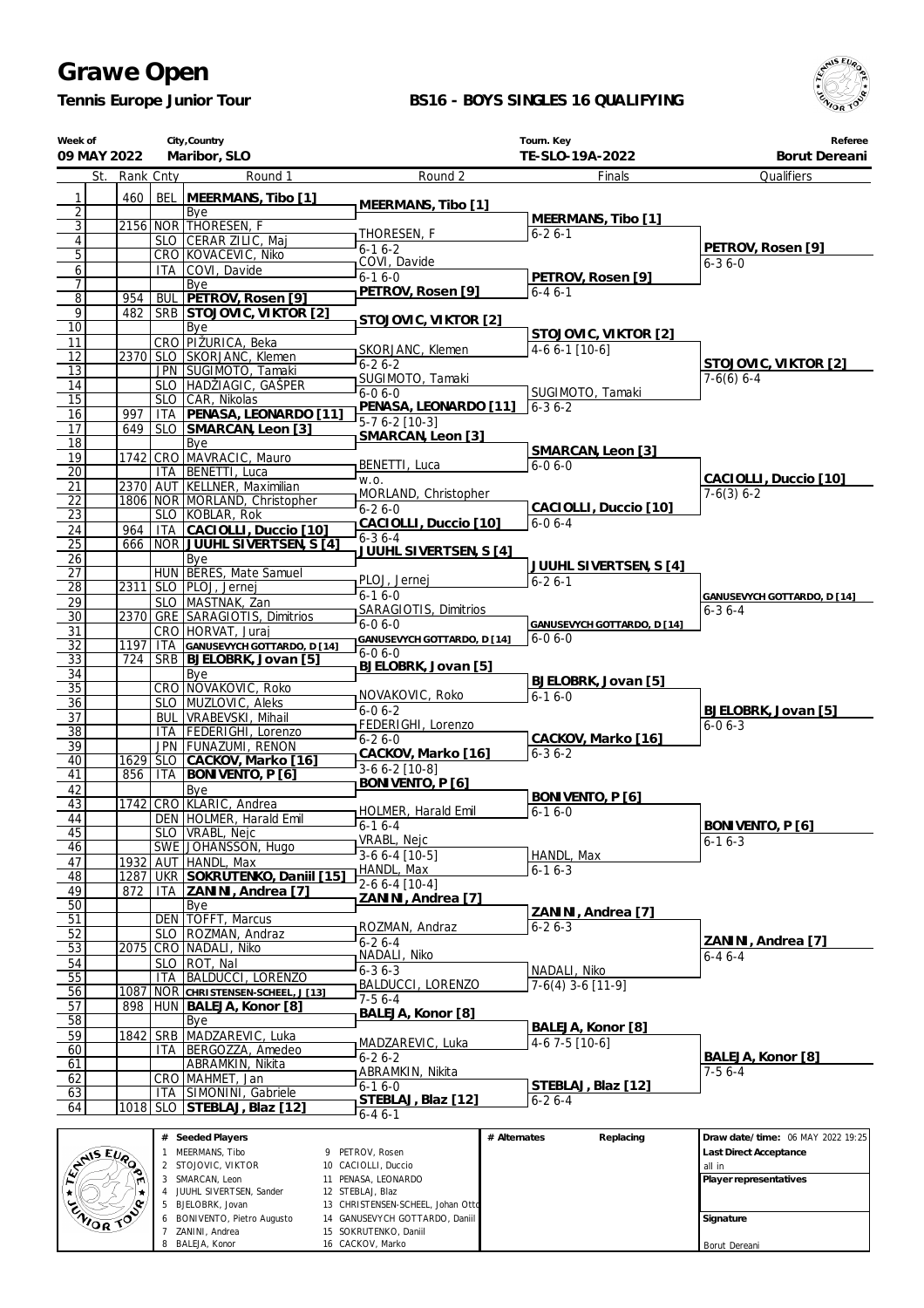# Grawe Open

**Tennis Europe Junior Tour**

**BS16 - BOYS SINGLES 16 QUALIFYING**

| Week of | City,Country | Tourn. Key | Referee |
|---|---|---|---|
| 09 MAY 2022 | Maribor, SLO | TE-SLO-19A-2022 | Borut Dereani |

| # | St. | Rank | Cnty | Round 1 | Round 2 | Finals | Qualifiers |
|---|---|---|---|---|---|---|---|
| 1 | | 460 | BEL | **MEERMANS, Tibo [1]** | | | |
| 2 | | | | Bye | **MEERMANS, Tibo [1]** | | |
| 3 | | 2156 | NOR | THORESEN, F | | **MEERMANS, Tibo [1]** | |
| 4 | | | SLO | CERAR ZILIC, Maj | THORESEN, F 6-1 6-2 | 6-2 6-1 | |
| 5 | | | CRO | KOVACEVIC, Niko | | | **PETROV, Rosen [9]** |
| 6 | | | ITA | COVI, Davide | COVI, Davide 6-1 6-0 | | 6-3 6-0 |
| 7 | | | | Bye | | **PETROV, Rosen [9]** | |
| 8 | | 954 | BUL | **PETROV, Rosen [9]** | **PETROV, Rosen [9]** | 6-4 6-1 | |
| 9 | | 482 | SRB | **STOJOVIC, VIKTOR [2]** | | | |
| 10 | | | | Bye | **STOJOVIC, VIKTOR [2]** | | |
| 11 | | | CRO | PIŽURICA, Beka | | **STOJOVIC, VIKTOR [2]** | |
| 12 | | 2370 | SLO | SKORJANC, Klemen | SKORJANC, Klemen 6-2 6-2 | 4-6 6-1 [10-6] | |
| 13 | | | JPN | SUGIMOTO, Tamaki | | | **STOJOVIC, VIKTOR [2]** |
| 14 | | | SLO | HADŽIAGIC, GAŠPER | SUGIMOTO, Tamaki 6-0 6-0 | | 7-6(6) 6-4 |
| 15 | | | SLO | CAR, Nikolas | | SUGIMOTO, Tamaki | |
| 16 | | 997 | ITA | **PENASA, LEONARDO [11]** | **PENASA, LEONARDO [11]** 5-7 6-2 [10-3] | 6-3 6-2 | |
| 17 | | 649 | SLO | **SMARCAN, Leon [3]** | | | |
| 18 | | | | Bye | **SMARCAN, Leon [3]** | | |
| 19 | | 1742 | CRO | MAVRACIC, Mauro | | **SMARCAN, Leon [3]** | |
| 20 | | | ITA | BENETTI, Luca | BENETTI, Luca w.o. | 6-0 6-0 | |
| 21 | | 2370 | AUT | KELLNER, Maximilian | | | **CACIOLLI, Duccio [10]** |
| 22 | | 1806 | NOR | MORLAND, Christopher | MORLAND, Christopher 6-2 6-0 | | 7-6(3) 6-2 |
| 23 | | | SLO | KOBLAR, Rok | | **CACIOLLI, Duccio [10]** | |
| 24 | | 964 | ITA | **CACIOLLI, Duccio [10]** | **CACIOLLI, Duccio [10]** 6-3 6-4 | 6-0 6-4 | |
| 25 | | 666 | NOR | **JUUHL SIVERTSEN, S [4]** | | | |
| 26 | | | | Bye | **JUUHL SIVERTSEN, S [4]** | | |
| 27 | | | HUN | BERES, Mate Samuel | | **JUUHL SIVERTSEN, S [4]** | |
| 28 | | 2311 | SLO | PLOJ, Jernej | PLOJ, Jernej 6-1 6-0 | 6-2 6-1 | |
| 29 | | | SLO | MASTNAK, Zan | | | **GANUSEVYCH GOTTARDO, D [14]** |
| 30 | | 2370 | GRE | SARAGIOTIS, Dimitrios | SARAGIOTIS, Dimitrios 6-0 6-0 | | 6-3 6-4 |
| 31 | | | CRO | HORVAT, Juraj | | **GANUSEVYCH GOTTARDO, D [14]** | |
| 32 | | 1197 | ITA | **GANUSEVYCH GOTTARDO, D [14]** | **GANUSEVYCH GOTTARDO, D [14]** 6-0 6-0 | 6-0 6-0 | |
| 33 | | 724 | SRB | **BJELOBRK, Jovan [5]** | | | |
| 34 | | | | Bye | **BJELOBRK, Jovan [5]** | | |
| 35 | | | CRO | NOVAKOVIC, Roko | | **BJELOBRK, Jovan [5]** | |
| 36 | | | SLO | MUZLOVIC, Aleks | NOVAKOVIC, Roko 6-0 6-2 | 6-1 6-0 | |
| 37 | | | BUL | VRABEVSKI, Mihail | | | **BJELOBRK, Jovan [5]** |
| 38 | | | ITA | FEDERIGHI, Lorenzo | FEDERIGHI, Lorenzo 6-2 6-0 | | 6-0 6-3 |
| 39 | | | JPN | FUNAZUMI, RENON | | **CACKOV, Marko [16]** | |
| 40 | | 1629 | SLO | **CACKOV, Marko [16]** | **CACKOV, Marko [16]** 3-6 6-2 [10-8] | 6-3 6-2 | |
| 41 | | 856 | ITA | **BONIVENTO, P [6]** | | | |
| 42 | | | | Bye | **BONIVENTO, P [6]** | | |
| 43 | | 1742 | CRO | KLARIC, Andrea | | **BONIVENTO, P [6]** | |
| 44 | | | DEN | HOLMER, Harald Emil | HOLMER, Harald Emil 6-1 6-4 | 6-1 6-0 | |
| 45 | | | SLO | VRABL, Nejc | | | **BONIVENTO, P [6]** |
| 46 | | | SWE | JOHANSSON, Hugo | VRABL, Nejc 3-6 6-4 [10-5] | | 6-1 6-3 |
| 47 | | 1932 | AUT | HANDL, Max | | HANDL, Max | |
| 48 | | 1287 | UKR | **SOKRUTENKO, Daniil [15]** | HANDL, Max 2-6 6-4 [10-4] | 6-1 6-3 | |
| 49 | | 872 | ITA | **ZANINI, Andrea [7]** | | | |
| 50 | | | | Bye | **ZANINI, Andrea [7]** | | |
| 51 | | | DEN | TOFFT, Marcus | | **ZANINI, Andrea [7]** | |
| 52 | | | SLO | ROZMAN, Andraz | ROZMAN, Andraz 6-2 6-4 | 6-2 6-3 | |
| 53 | | 2075 | CRO | NADALI, Niko | | | **ZANINI, Andrea [7]** |
| 54 | | | SLO | ROT, Nal | NADALI, Niko 6-3 6-3 | | 6-4 6-4 |
| 55 | | | ITA | BALDUCCI, LORENZO | | NADALI, Niko | |
| 56 | | 1087 | NOR | **CHRISTENSEN-SCHEEL, J [13]** | BALDUCCI, LORENZO 7-5 6-4 | 7-6(4) 3-6 [11-9] | |
| 57 | | 898 | HUN | **BALEJA, Konor [8]** | | | |
| 58 | | | | Bye | **BALEJA, Konor [8]** | | |
| 59 | | 1842 | SRB | MADZAREVIC, Luka | | **BALEJA, Konor [8]** | |
| 60 | | | ITA | BERGOZZA, Amedeo | MADZAREVIC, Luka 6-2 6-2 | 4-6 7-5 [10-6] | |
| 61 | | | | ABRAMKIN, Nikita | | | **BALEJA, Konor [8]** |
| 62 | | | CRO | MAHMET, Jan | ABRAMKIN, Nikita 6-1 6-0 | | 7-5 6-4 |
| 63 | | | ITA | SIMONINI, Gabriele | | **STEBLAJ, Blaz [12]** | |
| 64 | | 1018 | SLO | **STEBLAJ, Blaz [12]** | **STEBLAJ, Blaz [12]** 6-4 6-1 | 6-2 6-4 | |

| # | Seeded Players | # | Seeded Players |
|---|---|---|---|
| 1 | MEERMANS, Tibo | 9 | PETROV, Rosen |
| 2 | STOJOVIC, VIKTOR | 10 | CACIOLLI, Duccio |
| 3 | SMARCAN, Leon | 11 | PENASA, LEONARDO |
| 4 | JUUHL SIVERTSEN, Sander | 12 | STEBLAJ, Blaz |
| 5 | BJELOBRK, Jovan | 13 | CHRISTENSEN-SCHEEL, Johan Otto |
| 6 | BONIVENTO, Pietro Augusto | 14 | GANUSEVYCH GOTTARDO, Daniil |
| 7 | ZANINI, Andrea | 15 | SOKRUTENKO, Daniil |
| 8 | BALEJA, Konor | 16 | CACKOV, Marko |

| # Alternates | Replacing |
|---|---|
| | |

**Draw date/time:** 06 MAY 2022 19:25

**Last Direct Acceptance**
all in

**Player representatives**

**Signature**
Borut Dereani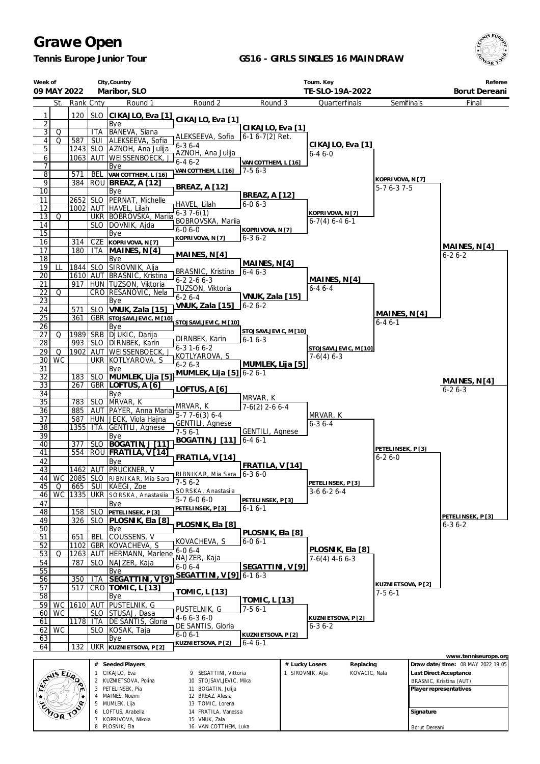# Grawe Open

**Tennis Europe Junior Tour**

**GS16 - GIRLS SINGLES 16 MAINDRAW**

| Week of | City,Country | Tourn. Key | Referee |
|---|---|---|---|
| 09 MAY 2022 | Maribor, SLO | TE-SLO-19A-2022 | Borut Dereani |

| # | St. | Rank | Cnty | Round 1 | Round 2 | Round 3 | Quarterfinals | Semifinals | Final |
|---|---|---|---|---|---|---|---|---|---|
| 1 | | 120 | SLO | CIKAJLO, Eva [1] | CIKAJLO, Eva [1] | | | | |
| 2 | | | | Bye | | CIKAJLO, Eva [1] | | | |
| 3 | Q | | ITA | BANEVA, Siana | ALEKSEEVA, Sofia | 6-1 6-7(2) Ret. | | | |
| 4 | Q | 587 | SUI | ALEKSEEVA, Sofia | 6-3 6-4 | | CIKAJLO, Eva [1] | | |
| 5 | | 1243 | SLO | AZNOH, Ana Julija | AZNOH, Ana Julija | | 6-4 6-0 | | |
| 6 | | 1063 | AUT | WEISSENBOECK, J | 6-4 6-2 | VAN COTTHEM, L [16] | | | |
| 7 | | | | Bye | VAN COTTHEM, L [16] | 7-5 6-3 | | | |
| 8 | | 571 | BEL | VAN COTTHEM, L [16] | | | | KOPRIVOVA, N [7] | |
| 9 | | 384 | ROU | BREAZ, A [12] | BREAZ, A [12] | | | 5-7 6-3 7-5 | |
| 10 | | | | Bye | | BREAZ, A [12] | | | |
| 11 | | 2652 | SLO | PERNAT, Michelle | HAVEL, Lilah | 6-0 6-3 | | | |
| 12 | | 1002 | AUT | HAVEL, Lilah | 6-3 7-6(1) | | KOPRIVOVA, N [7] | | |
| 13 | Q | | UKR | BOBROVSKA, Mariia | BOBROVSKA, Mariia | | 6-7(4) 6-4 6-1 | | |
| 14 | | | SLO | DOVNIK, Ajda | 6-0 6-0 | KOPRIVOVA, N [7] | | | |
| 15 | | | | Bye | KOPRIVOVA, N [7] | 6-3 6-2 | | | |
| 16 | | 314 | CZE | KOPRIVOVA, N [7] | | | | | MAINES, N [4] |
| 17 | | 180 | ITA | MAINES, N [4] | MAINES, N [4] | | | | 6-2 6-2 |
| 18 | | | | Bye | | MAINES, N [4] | | | |
| 19 | LL | 1844 | SLO | SIROVNIK, Alja | BRASNIC, Kristina | 6-4 6-3 | | | |
| 20 | | 1610 | AUT | BRASNIC, Kristina | 6-2 2-6 6-3 | | MAINES, N [4] | | |
| 21 | | 917 | HUN | TUZSON, Viktoria | TUZSON, Viktoria | | 6-4 6-4 | | |
| 22 | Q | | CRO | RESANOVIC, Nela | 6-2 6-4 | VNUK, Zala [15] | | | |
| 23 | | | | Bye | VNUK, Zala [15] | 6-2 6-2 | | | |
| 24 | | 571 | SLO | VNUK, Zala [15] | | | | MAINES, N [4] | |
| 25 | | 361 | GBR | STOJSAVLJEVIC, M [10] | STOJSAVLJEVIC, M [10] | | | 6-4 6-1 | |
| 26 | | | | Bye | | STOJSAVLJEVIC, M [10] | | | |
| 27 | Q | 1989 | SRB | DJUKIC, Darija | DIRNBEK, Karin | 6-1 6-3 | | | |
| 28 | | 993 | SLO | DIRNBEK, Karin | 6-3 1-6 6-2 | | STOJSAVLJEVIC, M [10] | | |
| 29 | Q | 1902 | AUT | WEISSENBOECK, J | KOTLYAROVA, S | | 7-6(4) 6-3 | | |
| 30 | WC | | UKR | KOTLYAROVA, S | 6-2 6-3 | MUMLEK, Lija [5] | | | |
| 31 | | | | Bye | MUMLEK, Lija [5] | 6-2 6-1 | | | |
| 32 | | 183 | SLO | MUMLEK, Lija [5] | | | | | MAINES, N [4] |
| 33 | | 267 | GBR | LOFTUS, A [6] | LOFTUS, A [6] | | | | 6-2 6-3 |
| 34 | | | | Bye | | MRVAR, K | | | |
| 35 | | 783 | SLO | MRVAR, K | MRVAR, K | 7-6(2) 2-6 6-4 | | | |
| 36 | | 885 | AUT | PAYER, Anna Maria | 5-7 7-6(3) 6-4 | | MRVAR, K | | |
| 37 | | 587 | HUN | JECK, Viola Hajna | GENTILI, Agnese | | 6-3 6-4 | | |
| 38 | | 1355 | ITA | GENTILI, Agnese | 7-5 6-1 | GENTILI, Agnese | | | |
| 39 | | | | Bye | BOGATIN, J [11] | 6-4 6-1 | | | |
| 40 | | 377 | SLO | BOGATIN, J [11] | | | | PETELINSEK, P [3] | |
| 41 | | 554 | ROU | FRATILA, V [14] | FRATILA, V [14] | | | 6-2 6-0 | |
| 42 | | | | Bye | | FRATILA, V [14] | | | |
| 43 | | 1462 | AUT | PRUCKNER, V | RIBNIKAR, Mia Sara | 6-3 6-0 | | | |
| 44 | WC | 2085 | SLO | RIBNIKAR, Mia Sara | 7-5 6-2 | | PETELINSEK, P [3] | | |
| 45 | Q | 665 | SUI | KAEGI, Zoe | SORSKA, Anastasiia | | 3-6 6-2 6-4 | | |
| 46 | WC | 1335 | UKR | SORSKA, Anastasiia | 5-7 6-0 6-0 | PETELINSEK, P [3] | | | |
| 47 | | | | Bye | PETELINSEK, P [3] | 6-1 6-1 | | | |
| 48 | | 158 | SLO | PETELINSEK, P [3] | | | | | PETELINSEK, P [3] |
| 49 | | 326 | SLO | PLOSNIK, Ela [8] | PLOSNIK, Ela [8] | | | | 6-3 6-2 |
| 50 | | | | Bye | | PLOSNIK, Ela [8] | | | |
| 51 | | 651 | BEL | COUSSENS, V | KOVACHEVA, S | 6-0 6-1 | | | |
| 52 | | 1102 | GBR | KOVACHEVA, S | 6-0 6-4 | | PLOSNIK, Ela [8] | | |
| 53 | Q | 1263 | AUT | HERMANN, Marlene | NAJZER, Kaja | | 7-6(4) 4-6 6-3 | | |
| 54 | | 787 | SLO | NAJZER, Kaja | 6-0 6-4 | SEGATTINI, V [9] | | | |
| 55 | | | | Bye | SEGATTINI, V [9] | 6-1 6-3 | | | |
| 56 | | 350 | ITA | SEGATTINI, V [9] | | | | KUZNIETSOVA, P [2] | |
| 57 | | 517 | CRO | TOMIC, L [13] | TOMIC, L [13] | | | 7-5 6-1 | |
| 58 | | | | Bye | | TOMIC, L [13] | | | |
| 59 | WC | 1610 | AUT | PUSTELNIK, G | PUSTELNIK, G | 7-5 6-1 | | | |
| 60 | WC | | SLO | STUSAJ, Dasa | 4-6 6-3 6-0 | | KUZNIETSOVA, P [2] | | |
| 61 | | 1178 | ITA | DE SANTIS, Gloria | DE SANTIS, Gloria | | 6-3 6-2 | | |
| 62 | WC | | SLO | KOSAK, Taja | 6-0 6-1 | KUZNIETSOVA, P [2] | | | |
| 63 | | | | Bye | KUZNIETSOVA, P [2] | 6-4 6-1 | | | |
| 64 | | 132 | UKR | KUZNIETSOVA, P [2] | | | | | |

www.tenniseurope.org

| # | Seeded Players | # | Seeded Players |
|---|---|---|---|
| 1 | CIKAJLO, Eva | 9 | SEGATTINI, Vittoria |
| 2 | KUZNIETSOVA, Polina | 10 | STOJSAVLJEVIC, Mika |
| 3 | PETELINSEK, Pia | 11 | BOGATIN, Julija |
| 4 | MAINES, Noemi | 12 | BREAZ, Alesia |
| 5 | MUMLEK, Lija | 13 | TOMIC, Lorena |
| 6 | LOFTUS, Arabella | 14 | FRATILA, Vanessa |
| 7 | KOPRIVOVA, Nikola | 15 | VNUK, Zala |
| 8 | PLOSNIK, Ela | 16 | VAN COTTHEM, Luka |

| # Lucky Losers | Replacing |
|---|---|
| 1 SIROVNIK, Alja | KOVACIC, Nala |

**Draw date/time:** 08 MAY 2022 19:05

**Last Direct Acceptance**
BRASNIC, Kristina (AUT)

**Player representatives**

**Signature**
Borut Dereani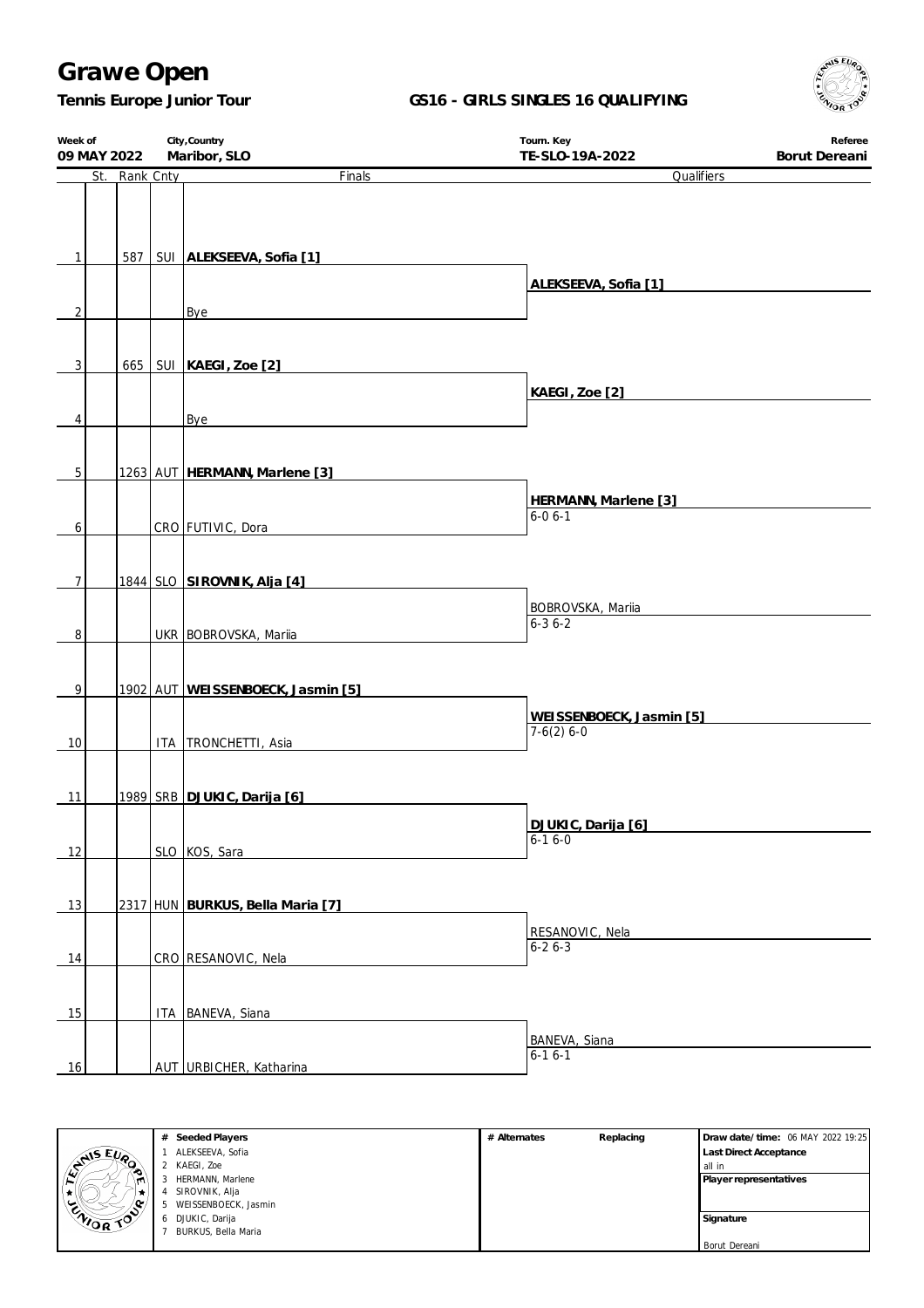# Grawe Open

**Tennis Europe Junior Tour**

**GS16 - GIRLS SINGLES 16 QUALIFYING**

| Week of | City,Country | Tourn. Key | Referee |
|---|---|---|---|
| **09 MAY 2022** | **Maribor, SLO** | **TE-SLO-19A-2022** | **Borut Dereani** |

| # | St. | Rank | Cnty | Finals | Qualifiers |
|---|---|---|---|---|---|
| 1 | | 587 | SUI | **ALEKSEEVA, Sofia [1]** | |
| | | | | | **ALEKSEEVA, Sofia [1]** |
| 2 | | | | Bye | |
| 3 | | 665 | SUI | **KAEGI, Zoe [2]** | |
| | | | | | **KAEGI, Zoe [2]** |
| 4 | | | | Bye | |
| 5 | | 1263 | AUT | **HERMANN, Marlene [3]** | |
| | | | | | **HERMANN, Marlene [3]** 6-0 6-1 |
| 6 | | | CRO | FUTIVIC, Dora | |
| 7 | | 1844 | SLO | **SIROVNIK, Alja [4]** | |
| | | | | | BOBROVSKA, Mariia 6-3 6-2 |
| 8 | | | UKR | BOBROVSKA, Mariia | |
| 9 | | 1902 | AUT | **WEISSENBOECK, Jasmin [5]** | |
| | | | | | **WEISSENBOECK, Jasmin [5]** 7-6(2) 6-0 |
| 10 | | | ITA | TRONCHETTI, Asia | |
| 11 | | 1989 | SRB | **DJUKIC, Darija [6]** | |
| | | | | | **DJUKIC, Darija [6]** 6-1 6-0 |
| 12 | | | SLO | KOS, Sara | |
| 13 | | 2317 | HUN | **BURKUS, Bella Maria [7]** | |
| | | | | | RESANOVIC, Nela 6-2 6-3 |
| 14 | | | CRO | RESANOVIC, Nela | |
| 15 | | | ITA | BANEVA, Siana | |
| | | | | | BANEVA, Siana 6-1 6-1 |
| 16 | | | AUT | URBICHER, Katharina | |

| # | Seeded Players | # Alternates | Replacing | |
|---|---|---|---|---|
| 1 | ALEKSEEVA, Sofia | | | **Draw date/time:** 06 MAY 2022 19:25 |
| 2 | KAEGI, Zoe | | | **Last Direct Acceptance** all in |
| 3 | HERMANN, Marlene | | | **Player representatives** |
| 4 | SIROVNIK, Alja | | | |
| 5 | WEISSENBOECK, Jasmin | | | |
| 6 | DJUKIC, Darija | | | **Signature** |
| 7 | BURKUS, Bella Maria | | | Borut Dereani |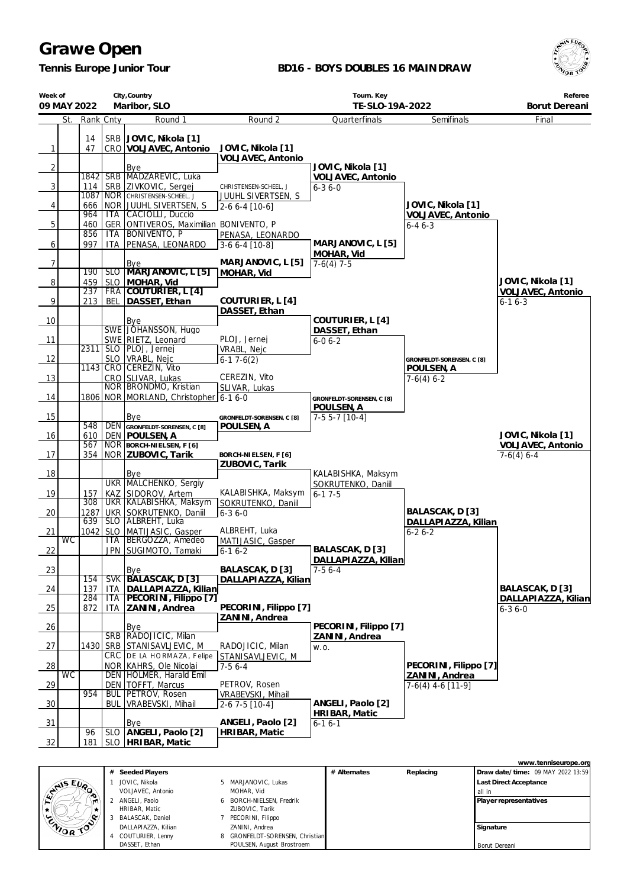# Grawe Open

**Tennis Europe Junior Tour**

**BD16 - BOYS DOUBLES 16 MAIN DRAW**

| Week of | City,Country | Tourn. Key | Referee |
|---|---|---|---|
| 09 MAY 2022 | Maribor, SLO | TE-SLO-19A-2022 | Borut Dereani |

| | St. | Rank | Cnty | Round 1 | Round 2 | Quarterfinals | Semifinals | Final |
|---|---|---|---|---|---|---|---|---|
| 1 | | 14 / 47 | SRB / CRO | **JOVIC, Nikola [1]** / **VOLJAVEC, Antonio** | **JOVIC, Nikola [1]** / **VOLJAVEC, Antonio** | | | |
| 2 | | | | Bye | | **JOVIC, Nikola [1]** / **VOLJAVEC, Antonio** | | |
| 3 | | 1842 / 114 | SRB / SRB | MADZAREVIC, Luka / ZIVKOVIC, Sergej | CHRISTENSEN-SCHEEL, J / JUUHL SIVERTSEN, S | 6-3 6-0 | | |
| 4 | | 1087 / 666 | NOR / NOR | CHRISTENSEN-SCHEEL, J / JUUHL SIVERTSEN, S | 2-6 6-4 [10-6] | | **JOVIC, Nikola [1]** / **VOLJAVEC, Antonio** | |
| 5 | | 964 / 460 | ITA / GER | CACIOLLI, Duccio / ONTIVEROS, Maximilian | BONIVENTO, P / PENASA, LEONARDO | | 6-4 6-3 | |
| 6 | | 856 / 997 | ITA / ITA | BONIVENTO, P / PENASA, LEONARDO | 3-6 6-4 [10-8] | **MARJANOVIC, L [5]** / **MOHAR, Vid** | | |
| 7 | | | | Bye | **MARJANOVIC, L [5]** / **MOHAR, Vid** | 7-6(4) 7-5 | | |
| 8 | | 190 / 459 | SLO / SLO | **MARJANOVIC, L [5]** / **MOHAR, Vid** | | | | **JOVIC, Nikola [1]** / **VOLJAVEC, Antonio** |
| 9 | | 237 / 213 | FRA / BEL | **COUTURIER, L [4]** / **DASSET, Ethan** | **COUTURIER, L [4]** / **DASSET, Ethan** | | | 6-1 6-3 |
| 10 | | | | Bye | | **COUTURIER, L [4]** / **DASSET, Ethan** | | |
| 11 | | | SWE / SWE | JOHANSSON, Hugo / RIETZ, Leonard | PLOJ, Jernej / VRABL, Nejc | 6-0 6-2 | | |
| 12 | | 2311 | SLO / SLO | PLOJ, Jernej / VRABL, Nejc | 6-1 7-6(2) | | **GRONFELDT-SORENSEN, C [8]** / **POULSEN, A** | |
| 13 | | 1143 | CRO / CRO | CEREZIN, Vito / SLIVAR, Lukas | CEREZIN, Vito / SLIVAR, Lukas | | 7-6(4) 6-2 | |
| 14 | | 1806 | NOR / NOR | BRONDMO, Kristian / MORLAND, Christopher | 6-1 6-0 | **GRONFELDT-SORENSEN, C [8]** / **POULSEN, A** | | |
| 15 | | | | Bye | **GRONFELDT-SORENSEN, C [8]** / **POULSEN, A** | 7-5 5-7 [10-4] | | |
| 16 | | 548 / 610 | DEN / DEN | **GRONFELDT-SORENSEN, C [8]** / **POULSEN, A** | | | | **JOVIC, Nikola [1]** / **VOLJAVEC, Antonio** |
| 17 | | 567 / 354 | NOR / NOR | **BORCH-NIELSEN, F [6]** / **ZUBOVIC, Tarik** | **BORCH-NIELSEN, F [6]** / **ZUBOVIC, Tarik** | | | 7-6(4) 6-4 |
| 18 | | | | Bye | | KALABISHKA, Maksym / SOKRUTENKO, Daniil | | |
| 19 | | 157 | UKR / KAZ | MALCHENKO, Sergiy / SIDOROV, Artem | KALABISHKA, Maksym / SOKRUTENKO, Daniil | 6-1 7-5 | | |
| 20 | | 308 / 1287 | UKR / UKR | KALABISHKA, Maksym / SOKRUTENKO, Daniil | 6-3 6-0 | | **BALASCAK, D [3]** / **DALLAPIAZZA, Kilian** | |
| 21 | | 639 / 1042 | SLO / SLO | ALBREHT, Luka / MATIJASIC, Gasper | ALBREHT, Luka / MATIJASIC, Gasper | | 6-2 6-2 | |
| 22 | WC | | ITA / JPN | BERGOZZA, Amedeo / SUGIMOTO, Tamaki | 6-1 6-2 | **BALASCAK, D [3]** / **DALLAPIAZZA, Kilian** | | |
| 23 | | | | Bye | **BALASCAK, D [3]** / **DALLAPIAZZA, Kilian** | 7-5 6-4 | | |
| 24 | | 154 / 137 | SVK / ITA | **BALASCAK, D [3]** / **DALLAPIAZZA, Kilian** | | | | **BALASCAK, D [3]** / **DALLAPIAZZA, Kilian** |
| 25 | | 284 / 872 | ITA / ITA | **PECORINI, Filippo [7]** / **ZANINI, Andrea** | **PECORINI, Filippo [7]** / **ZANINI, Andrea** | | | 6-3 6-0 |
| 26 | | | | Bye | | **PECORINI, Filippo [7]** / **ZANINI, Andrea** | | |
| 27 | | 1430 | SRB / SRB | RADOJICIC, Milan / STANISAVLJEVIC, M | RADOJICIC, Milan / STANISAVLJEVIC, M | w.o. | | |
| 28 | | | CRC / NOR | DE LA HORMAZA, Felipe / KAHRS, Ole Nicolai | 7-5 6-4 | | **PECORINI, Filippo [7]** / **ZANINI, Andrea** | |
| 29 | WC | | DEN / DEN | HOLMER, Harald Emil / TOFFT, Marcus | PETROV, Rosen / VRABEVSKI, Mihail | | 7-6(4) 4-6 [11-9] | |
| 30 | | 954 | BUL / BUL | PETROV, Rosen / VRABEVSKI, Mihail | 2-6 7-5 [10-4] | **ANGELI, Paolo [2]** / **HRIBAR, Matic** | | |
| 31 | | | | Bye | **ANGELI, Paolo [2]** / **HRIBAR, Matic** | 6-1 6-1 | | |
| 32 | | 96 / 181 | SLO / SLO | **ANGELI, Paolo [2]** / **HRIBAR, Matic** | | | | |

www.tenniseurope.org

| # | Seeded Players | # | Seeded Players | # Alternates | Replacing | |
|---|---|---|---|---|---|---|
| 1 | JOVIC, Nikola / VOLJAVEC, Antonio | 5 | MARJANOVIC, Lukas / MOHAR, Vid | | | Draw date/time: 09 MAY 2022 13:59 |
| 2 | ANGELI, Paolo / HRIBAR, Matic | 6 | BORCH-NIELSEN, Fredrik / ZUBOVIC, Tarik | | | Last Direct Acceptance: all in |
| 3 | BALASCAK, Daniel / DALLAPIAZZA, Kilian | 7 | PECORINI, Filippo / ZANINI, Andrea | | | Player representatives |
| 4 | COUTURIER, Lenny / DASSET, Ethan | 8 | GRONFELDT-SORENSEN, Christian / POULSEN, August Brostroem | | | Signature: Borut Dereani |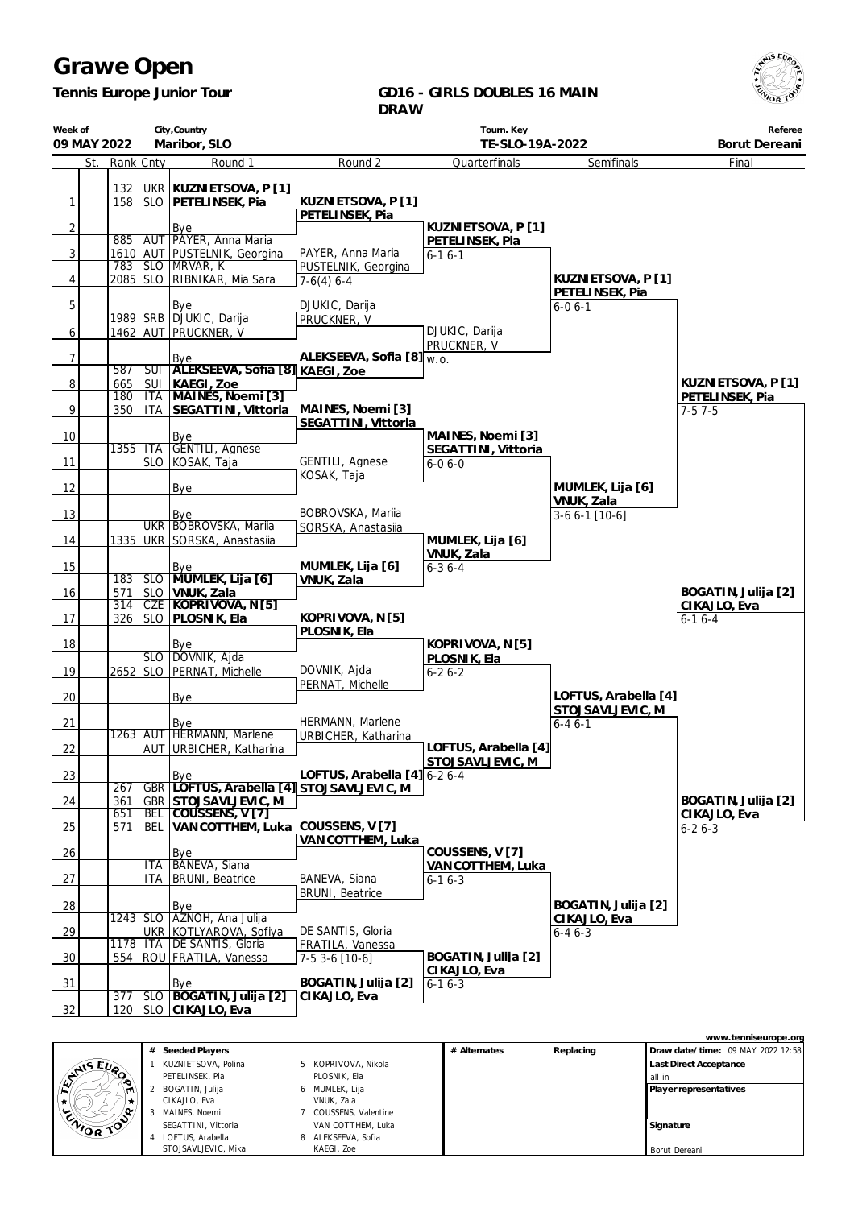# Grawe Open

**Tennis Europe Junior Tour**

**GD16 - GIRLS DOUBLES 16 MAIN DRAW**

| Week of | City,Country | Tourn. Key | Referee |
|---|---|---|---|
| 09 MAY 2022 | Maribor, SLO | TE-SLO-19A-2022 | Borut Dereani |

| | St. | Rank | Cnty | Round 1 | Round 2 | Quarterfinals | Semifinals | Final |
|---|---|---|---|---|---|---|---|---|
| 1 | | 132 / 158 | UKR / SLO | **KUZNIETSOVA, P [1]** / **PETELINSEK, Pia** | **KUZNIETSOVA, P [1]** / **PETELINSEK, Pia** | | | |
| 2 | | | | Bye | | **KUZNIETSOVA, P [1]** / **PETELINSEK, Pia** 6-1 6-1 | | |
| 3 | | 885 / 1610 | AUT / AUT | PAYER, Anna Maria / PUSTELNIK, Georgina | PAYER, Anna Maria / PUSTELNIK, Georgina 7-6(4) 6-4 | | | |
| 4 | | 783 / 2085 | SLO / SLO | MRVAR, K / RIBNIKAR, Mia Sara | | | **KUZNIETSOVA, P [1]** / **PETELINSEK, Pia** 6-0 6-1 | |
| 5 | | | | Bye | DJUKIC, Darija / PRUCKNER, V | | | |
| 6 | | 1989 / 1462 | SRB / AUT | DJUKIC, Darija / PRUCKNER, V | | DJUKIC, Darija / PRUCKNER, V w.o. | | |
| 7 | | | | Bye | **ALEKSEEVA, Sofia [8]** / **KAEGI, Zoe** | | | |
| 8 | | 587 / 665 | SUI / SUI | **ALEKSEEVA, Sofia [8]** / **KAEGI, Zoe** | | | | **KUZNIETSOVA, P [1]** / **PETELINSEK, Pia** 7-5 7-5 |
| 9 | | 180 / 350 | ITA / ITA | **MAINES, Noemi [3]** / **SEGATTINI, Vittoria** | **MAINES, Noemi [3]** / **SEGATTINI, Vittoria** | | | |
| 10 | | | | Bye | | **MAINES, Noemi [3]** / **SEGATTINI, Vittoria** 6-0 6-0 | | |
| 11 | | 1355 | ITA / SLO | GENTILI, Agnese / KOSAK, Taja | GENTILI, Agnese / KOSAK, Taja | | | |
| 12 | | | | Bye | | | **MUMLEK, Lija [6]** / **VNUK, Zala** 3-6 6-1 [10-6] | |
| 13 | | | | Bye | BOBROVSKA, Mariia / SORSKA, Anastasiia | | | |
| 14 | | 1335 | UKR / UKR | BOBROVSKA, Mariia / SORSKA, Anastasiia | | **MUMLEK, Lija [6]** / **VNUK, Zala** 6-3 6-4 | | |
| 15 | | | | Bye | **MUMLEK, Lija [6]** / **VNUK, Zala** | | | |
| 16 | | 183 / 571 | SLO / SLO | **MUMLEK, Lija [6]** / **VNUK, Zala** | | | | **BOGATIN, Julija [2]** / **CIKAJLO, Eva** 6-1 6-4 |
| 17 | | 314 / 326 | CZE / SLO | **KOPRIVOVA, N [5]** / **PLOSNIK, Ela** | **KOPRIVOVA, N [5]** / **PLOSNIK, Ela** | | | |
| 18 | | | | Bye | | **KOPRIVOVA, N [5]** / **PLOSNIK, Ela** 6-2 6-2 | | |
| 19 | | 2652 | SLO / SLO | DOVNIK, Ajda / PERNAT, Michelle | DOVNIK, Ajda / PERNAT, Michelle | | | |
| 20 | | | | Bye | | | **LOFTUS, Arabella [4]** / **STOJSAVLJEVIC, M** 6-4 6-1 | |
| 21 | | | | Bye | HERMANN, Marlene / URBICHER, Katharina | | | |
| 22 | | 1263 | AUT / AUT | HERMANN, Marlene / URBICHER, Katharina | | **LOFTUS, Arabella [4]** / **STOJSAVLJEVIC, M** 6-2 6-4 | | |
| 23 | | | | Bye | **LOFTUS, Arabella [4]** / **STOJSAVLJEVIC, M** | | | |
| 24 | | 267 / 361 | GBR / GBR | **LOFTUS, Arabella [4]** / **STOJSAVLJEVIC, M** | | | | **BOGATIN, Julija [2]** / **CIKAJLO, Eva** 6-2 6-3 |
| 25 | | 651 / 571 | BEL / BEL | **COUSSENS, V [7]** / **VANCOTTHEM, Luka** | **COUSSENS, V [7]** / **VANCOTTHEM, Luka** | | | |
| 26 | | | | Bye | | **COUSSENS, V [7]** / **VANCOTTHEM, Luka** 6-1 6-3 | | |
| 27 | | | ITA / ITA | BANEVA, Siana / BRUNI, Beatrice | BANEVA, Siana / BRUNI, Beatrice | | | |
| 28 | | | | Bye | | | **BOGATIN, Julija [2]** / **CIKAJLO, Eva** 6-4 6-3 | |
| 29 | | 1243 | SLO / UKR | AZNOH, Ana Julija / KOTLYAROVA, Sofiya | DE SANTIS, Gloria / FRATILA, Vanessa 7-5 3-6 [10-6] | | | |
| 30 | | 1178 / 554 | ITA / ROU | DE SANTIS, Gloria / FRATILA, Vanessa | | **BOGATIN, Julija [2]** / **CIKAJLO, Eva** 6-1 6-3 | | |
| 31 | | | | Bye | **BOGATIN, Julija [2]** / **CIKAJLO, Eva** | | | |
| 32 | | 377 / 120 | SLO / SLO | **BOGATIN, Julija [2]** / **CIKAJLO, Eva** | | | | |

www.tenniseurope.org

| # | Seeded Players | # | Seeded Players | # Alternates | Replacing | |
|---|---|---|---|---|---|---|
| 1 | KUZNIETSOVA, Polina / PETELINSEK, Pia | 5 | KOPRIVOVA, Nikola / PLOSNIK, Ela | | | Draw date/time: 09 MAY 2022 12:58 |
| 2 | BOGATIN, Julija / CIKAJLO, Eva | 6 | MUMLEK, Lija / VNUK, Zala | | | Last Direct Acceptance: all in |
| 3 | MAINES, Noemi / SEGATTINI, Vittoria | 7 | COUSSENS, Valentine / VAN COTTHEM, Luka | | | Player representatives |
| 4 | LOFTUS, Arabella / STOJSAVLJEVIC, Mika | 8 | ALEKSEEVA, Sofia / KAEGI, Zoe | | | Signature: Borut Dereani |